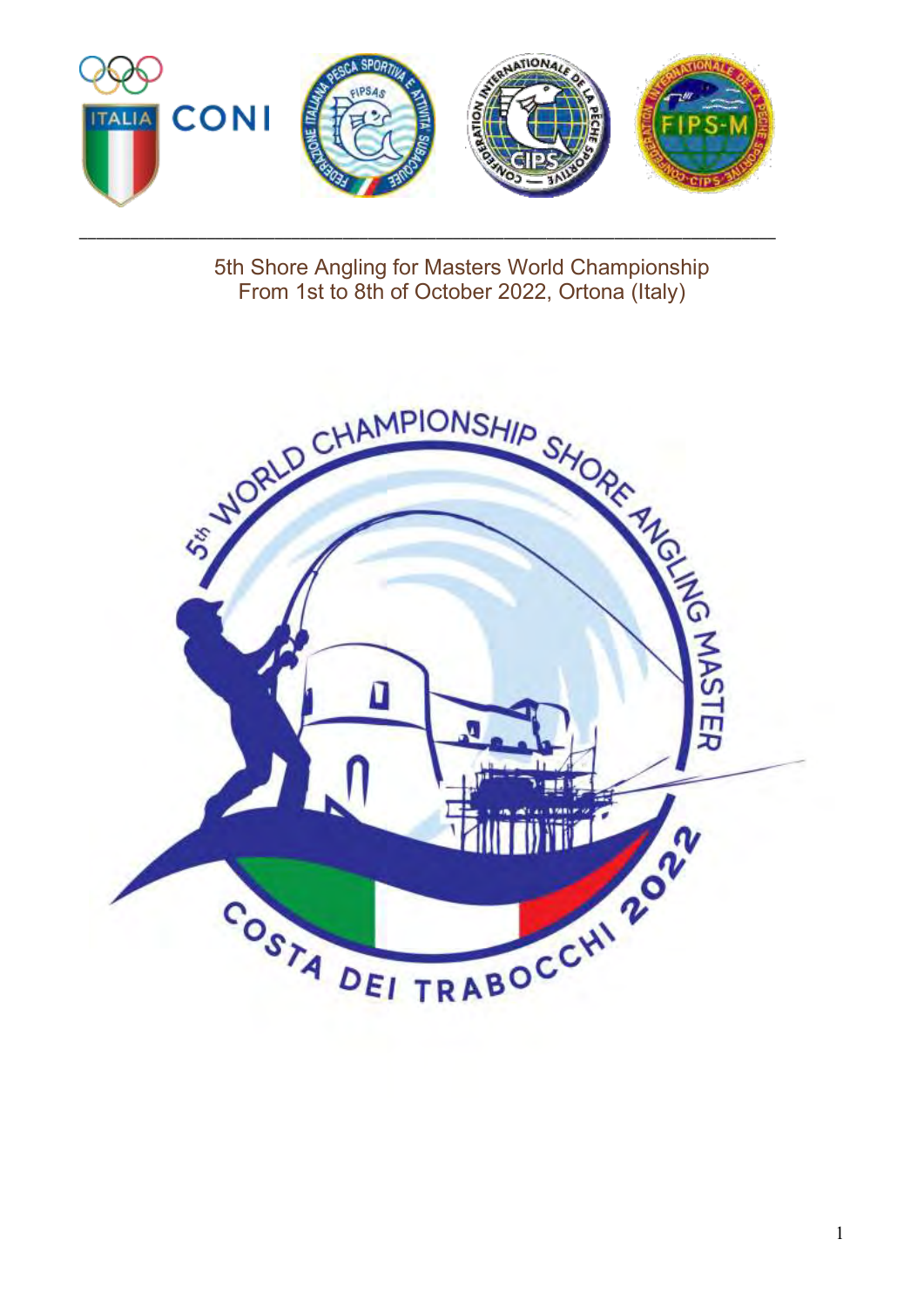5th Shore Angling for Masters World Championship
From 1st to 8th of October 2022, Ortona (Italy)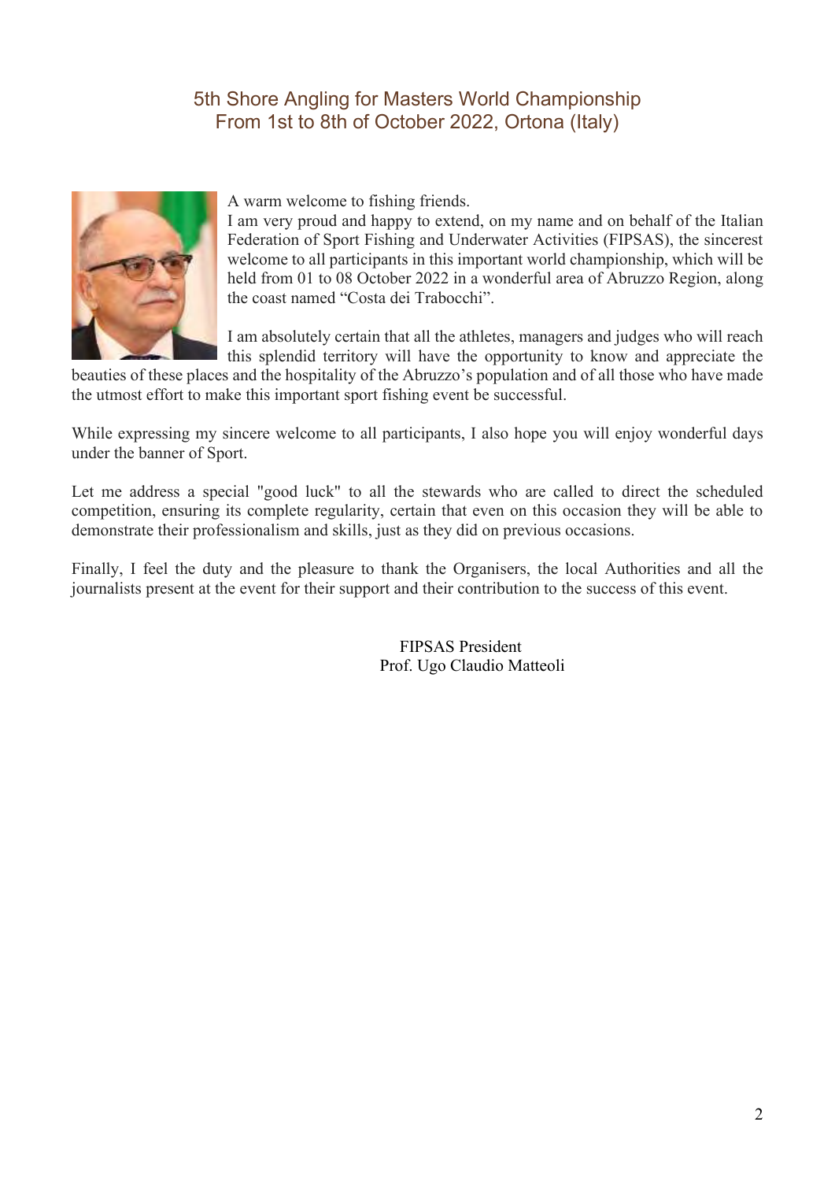## 5th Shore Angling for Masters World Championship
## From 1st to 8th of October 2022, Ortona (Italy)

A warm welcome to fishing friends.
I am very proud and happy to extend, on my name and on behalf of the Italian Federation of Sport Fishing and Underwater Activities (FIPSAS), the sincerest welcome to all participants in this important world championship, which will be held from 01 to 08 October 2022 in a wonderful area of Abruzzo Region, along the coast named "Costa dei Trabocchi".

I am absolutely certain that all the athletes, managers and judges who will reach this splendid territory will have the opportunity to know and appreciate the beauties of these places and the hospitality of the Abruzzo's population and of all those who have made the utmost effort to make this important sport fishing event be successful.

While expressing my sincere welcome to all participants, I also hope you will enjoy wonderful days under the banner of Sport.

Let me address a special "good luck" to all the stewards who are called to direct the scheduled competition, ensuring its complete regularity, certain that even on this occasion they will be able to demonstrate their professionalism and skills, just as they did on previous occasions.

Finally, I feel the duty and the pleasure to thank the Organisers, the local Authorities and all the journalists present at the event for their support and their contribution to the success of this event.

FIPSAS President
Prof. Ugo Claudio Matteoli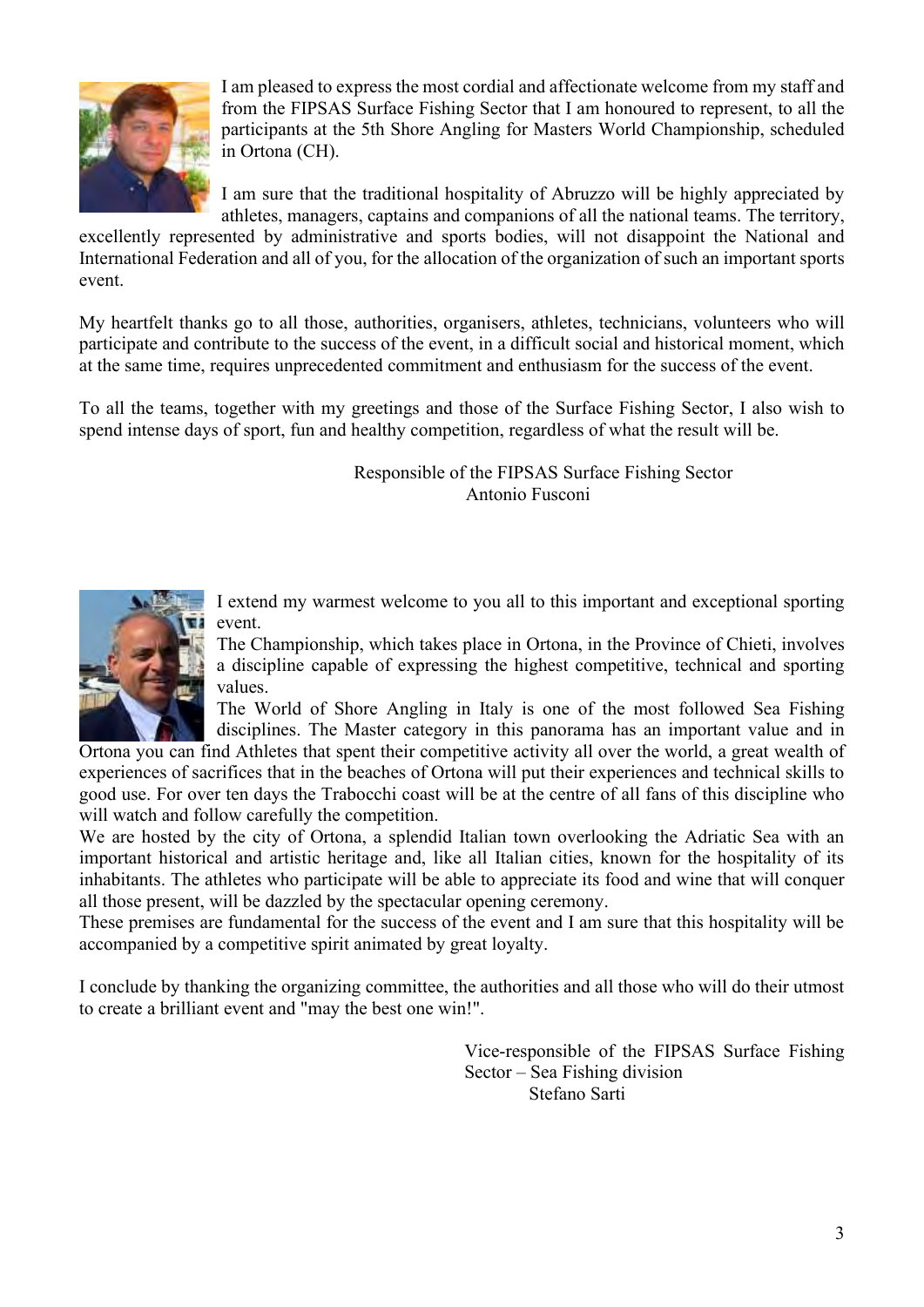I am pleased to express the most cordial and affectionate welcome from my staff and from the FIPSAS Surface Fishing Sector that I am honoured to represent, to all the participants at the 5th Shore Angling for Masters World Championship, scheduled in Ortona (CH).

I am sure that the traditional hospitality of Abruzzo will be highly appreciated by athletes, managers, captains and companions of all the national teams. The territory, excellently represented by administrative and sports bodies, will not disappoint the National and International Federation and all of you, for the allocation of the organization of such an important sports event.

My heartfelt thanks go to all those, authorities, organisers, athletes, technicians, volunteers who will participate and contribute to the success of the event, in a difficult social and historical moment, which at the same time, requires unprecedented commitment and enthusiasm for the success of the event.

To all the teams, together with my greetings and those of the Surface Fishing Sector, I also wish to spend intense days of sport, fun and healthy competition, regardless of what the result will be.

Responsible of the FIPSAS Surface Fishing Sector
Antonio Fusconi

I extend my warmest welcome to you all to this important and exceptional sporting event.
The Championship, which takes place in Ortona, in the Province of Chieti, involves a discipline capable of expressing the highest competitive, technical and sporting values.
The World of Shore Angling in Italy is one of the most followed Sea Fishing disciplines. The Master category in this panorama has an important value and in Ortona you can find Athletes that spent their competitive activity all over the world, a great wealth of experiences of sacrifices that in the beaches of Ortona will put their experiences and technical skills to good use. For over ten days the Trabocchi coast will be at the centre of all fans of this discipline who will watch and follow carefully the competition.
We are hosted by the city of Ortona, a splendid Italian town overlooking the Adriatic Sea with an important historical and artistic heritage and, like all Italian cities, known for the hospitality of its inhabitants. The athletes who participate will be able to appreciate its food and wine that will conquer all those present, will be dazzled by the spectacular opening ceremony.
These premises are fundamental for the success of the event and I am sure that this hospitality will be accompanied by a competitive spirit animated by great loyalty.

I conclude by thanking the organizing committee, the authorities and all those who will do their utmost to create a brilliant event and "may the best one win!".

Vice-responsible of the FIPSAS Surface Fishing Sector – Sea Fishing division
Stefano Sarti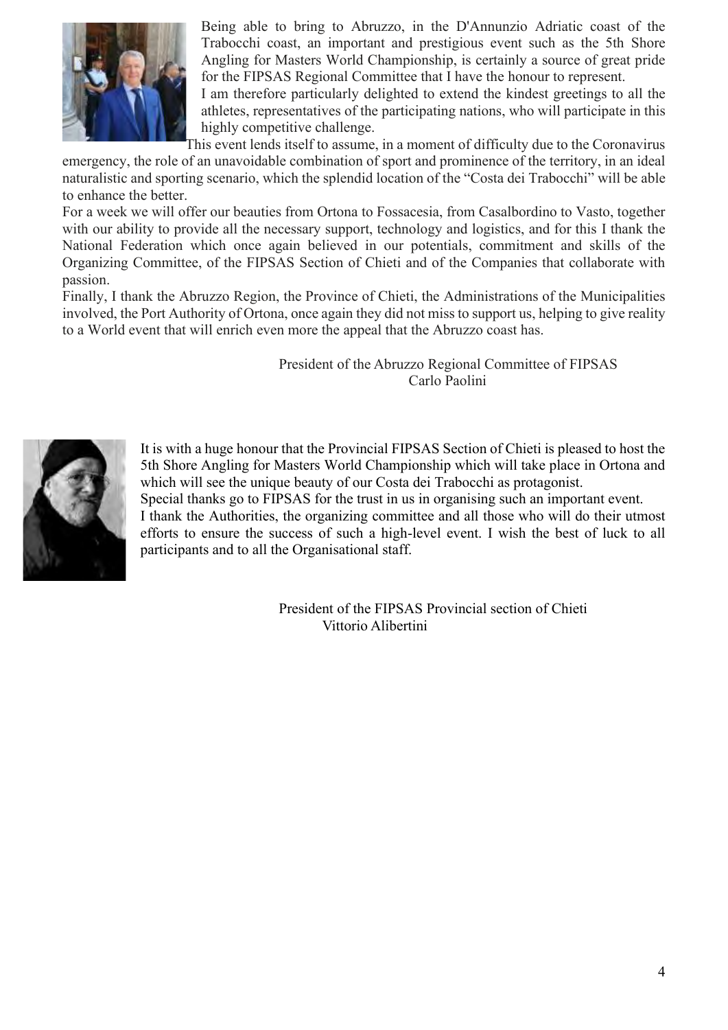Being able to bring to Abruzzo, in the D'Annunzio Adriatic coast of the Trabocchi coast, an important and prestigious event such as the 5th Shore Angling for Masters World Championship, is certainly a source of great pride for the FIPSAS Regional Committee that I have the honour to represent.

I am therefore particularly delighted to extend the kindest greetings to all the athletes, representatives of the participating nations, who will participate in this highly competitive challenge.

This event lends itself to assume, in a moment of difficulty due to the Coronavirus emergency, the role of an unavoidable combination of sport and prominence of the territory, in an ideal naturalistic and sporting scenario, which the splendid location of the "Costa dei Trabocchi" will be able to enhance the better.

For a week we will offer our beauties from Ortona to Fossacesia, from Casalbordino to Vasto, together with our ability to provide all the necessary support, technology and logistics, and for this I thank the National Federation which once again believed in our potentials, commitment and skills of the Organizing Committee, of the FIPSAS Section of Chieti and of the Companies that collaborate with passion.

Finally, I thank the Abruzzo Region, the Province of Chieti, the Administrations of the Municipalities involved, the Port Authority of Ortona, once again they did not miss to support us, helping to give reality to a World event that will enrich even more the appeal that the Abruzzo coast has.

President of the Abruzzo Regional Committee of FIPSAS
Carlo Paolini

It is with a huge honour that the Provincial FIPSAS Section of Chieti is pleased to host the 5th Shore Angling for Masters World Championship which will take place in Ortona and which will see the unique beauty of our Costa dei Trabocchi as protagonist.

Special thanks go to FIPSAS for the trust in us in organising such an important event.

I thank the Authorities, the organizing committee and all those who will do their utmost efforts to ensure the success of such a high-level event. I wish the best of luck to all participants and to all the Organisational staff.

President of the FIPSAS Provincial section of Chieti
Vittorio Alibertini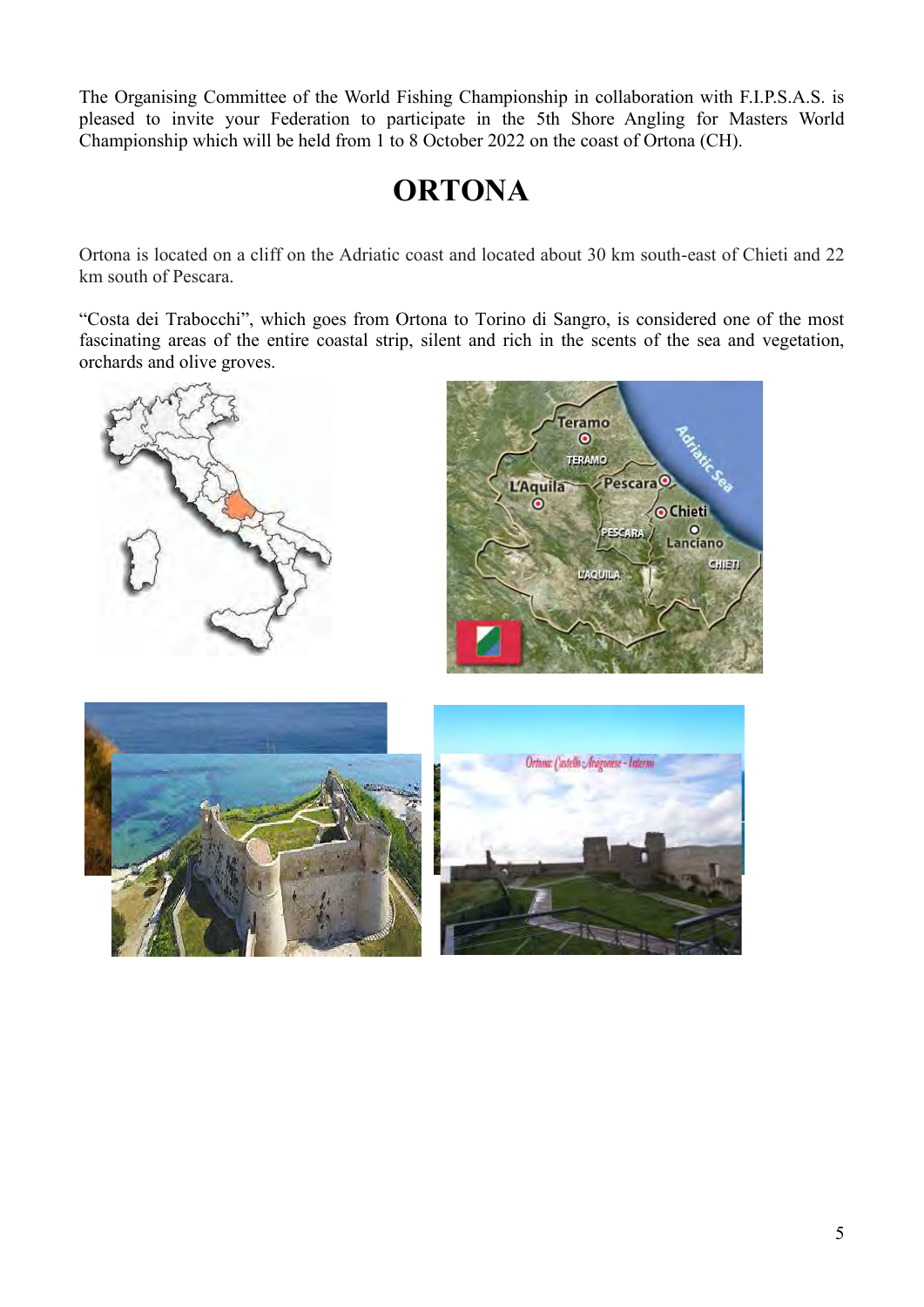The Organising Committee of the World Fishing Championship in collaboration with F.I.P.S.A.S. is pleased to invite your Federation to participate in the 5th Shore Angling for Masters World Championship which will be held from 1 to 8 October 2022 on the coast of Ortona (CH).

# ORTONA

Ortona is located on a cliff on the Adriatic coast and located about 30 km south-east of Chieti and 22 km south of Pescara.

"Costa dei Trabocchi", which goes from Ortona to Torino di Sangro, is considered one of the most fascinating areas of the entire coastal strip, silent and rich in the scents of the sea and vegetation, orchards and olive groves.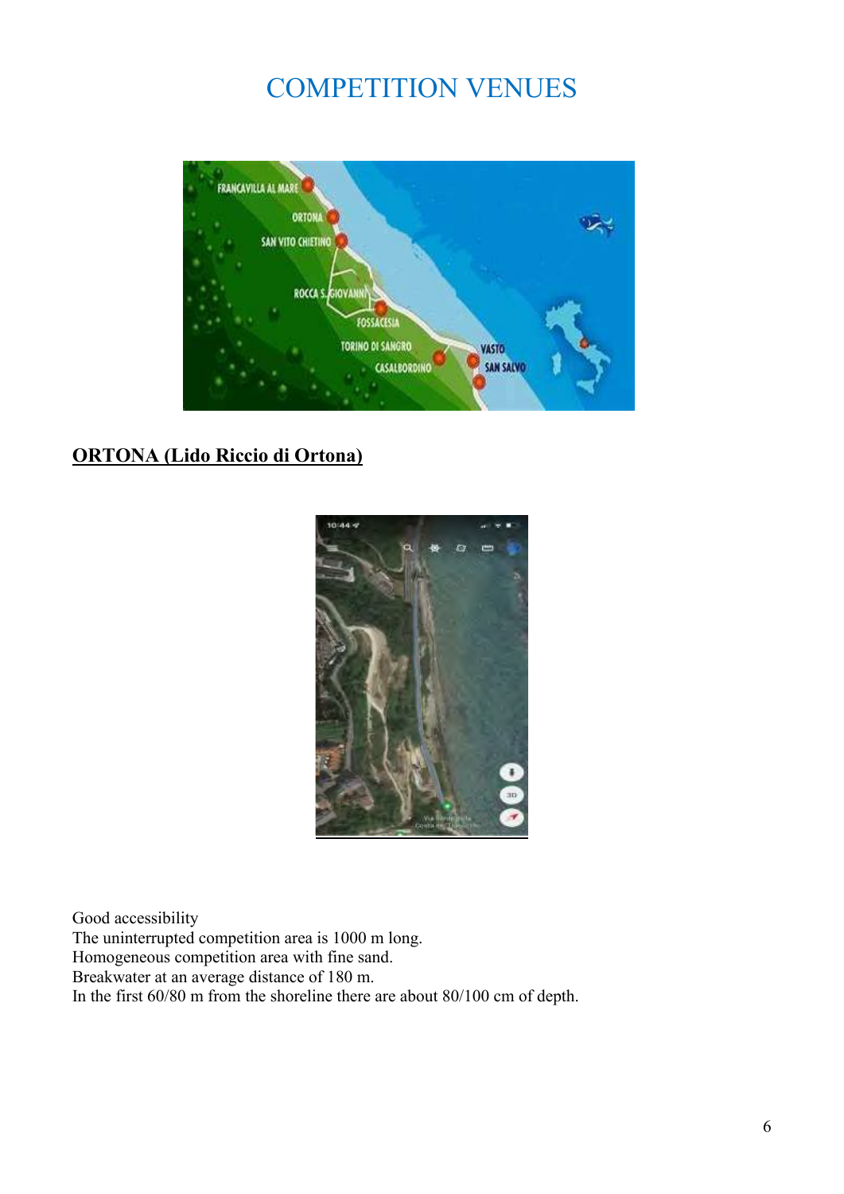# COMPETITION VENUES

**ORTONA (Lido Riccio di Ortona)**

Good accessibility
The uninterrupted competition area is 1000 m long.
Homogeneous competition area with fine sand.
Breakwater at an average distance of 180 m.
In the first 60/80 m from the shoreline there are about 80/100 cm of depth.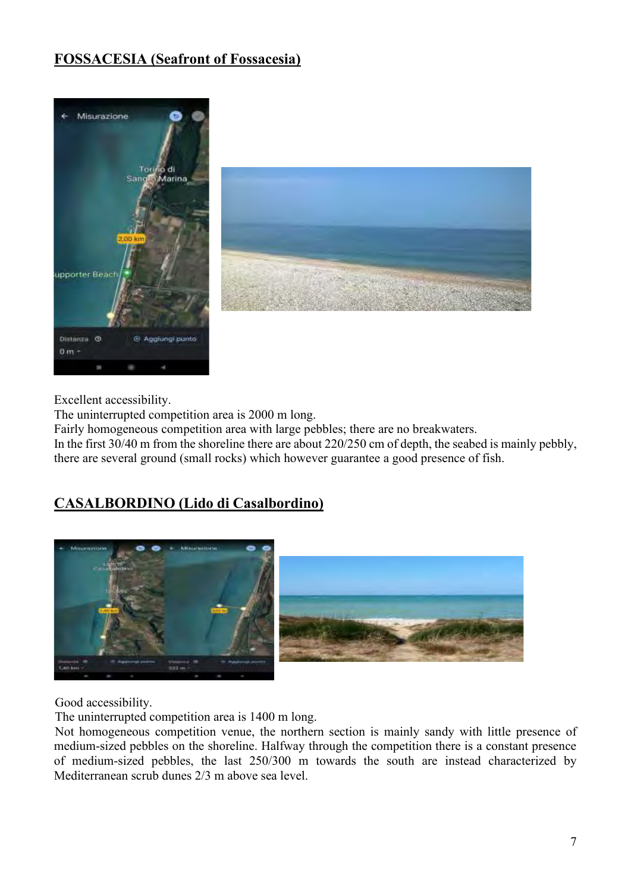## FOSSACESIA (Seafront of Fossacesia)

Excellent accessibility.
The uninterrupted competition area is 2000 m long.
Fairly homogeneous competition area with large pebbles; there are no breakwaters.
In the first 30/40 m from the shoreline there are about 220/250 cm of depth, the seabed is mainly pebbly, there are several ground (small rocks) which however guarantee a good presence of fish.

## CASALBORDINO (Lido di Casalbordino)

Good accessibility.
The uninterrupted competition area is 1400 m long.
Not homogeneous competition venue, the northern section is mainly sandy with little presence of medium-sized pebbles on the shoreline. Halfway through the competition there is a constant presence of medium-sized pebbles, the last 250/300 m towards the south are instead characterized by Mediterranean scrub dunes 2/3 m above sea level.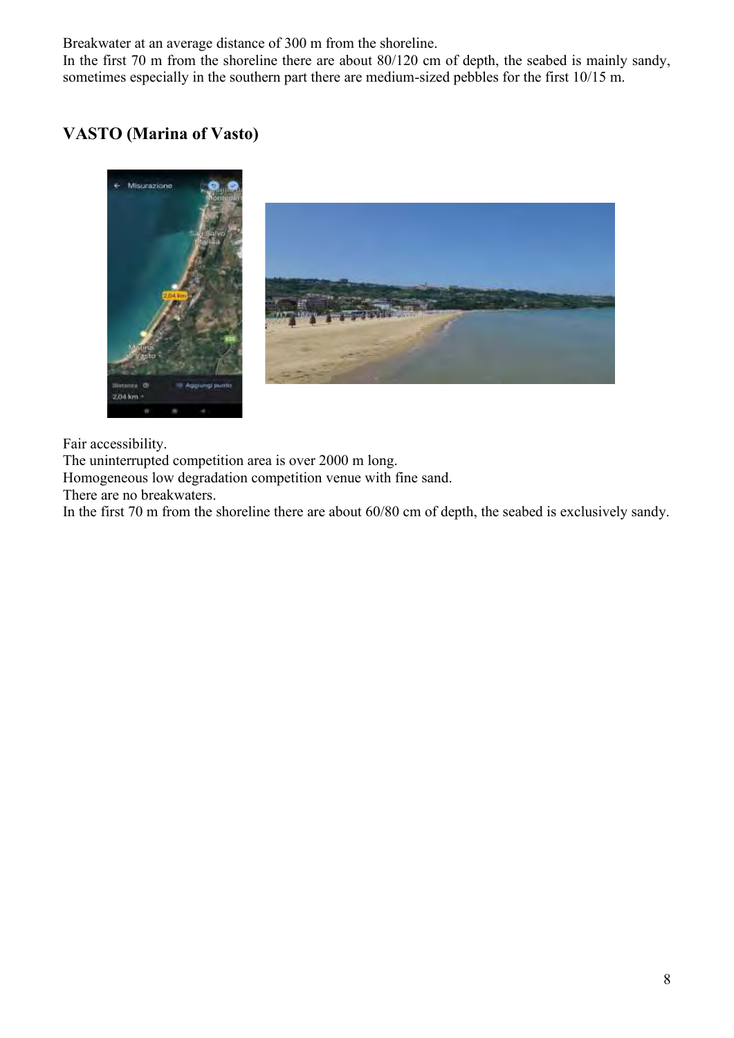Breakwater at an average distance of 300 m from the shoreline.
In the first 70 m from the shoreline there are about 80/120 cm of depth, the seabed is mainly sandy, sometimes especially in the southern part there are medium-sized pebbles for the first 10/15 m.

## VASTO (Marina of Vasto)

Fair accessibility.
The uninterrupted competition area is over 2000 m long.
Homogeneous low degradation competition venue with fine sand.
There are no breakwaters.
In the first 70 m from the shoreline there are about 60/80 cm of depth, the seabed is exclusively sandy.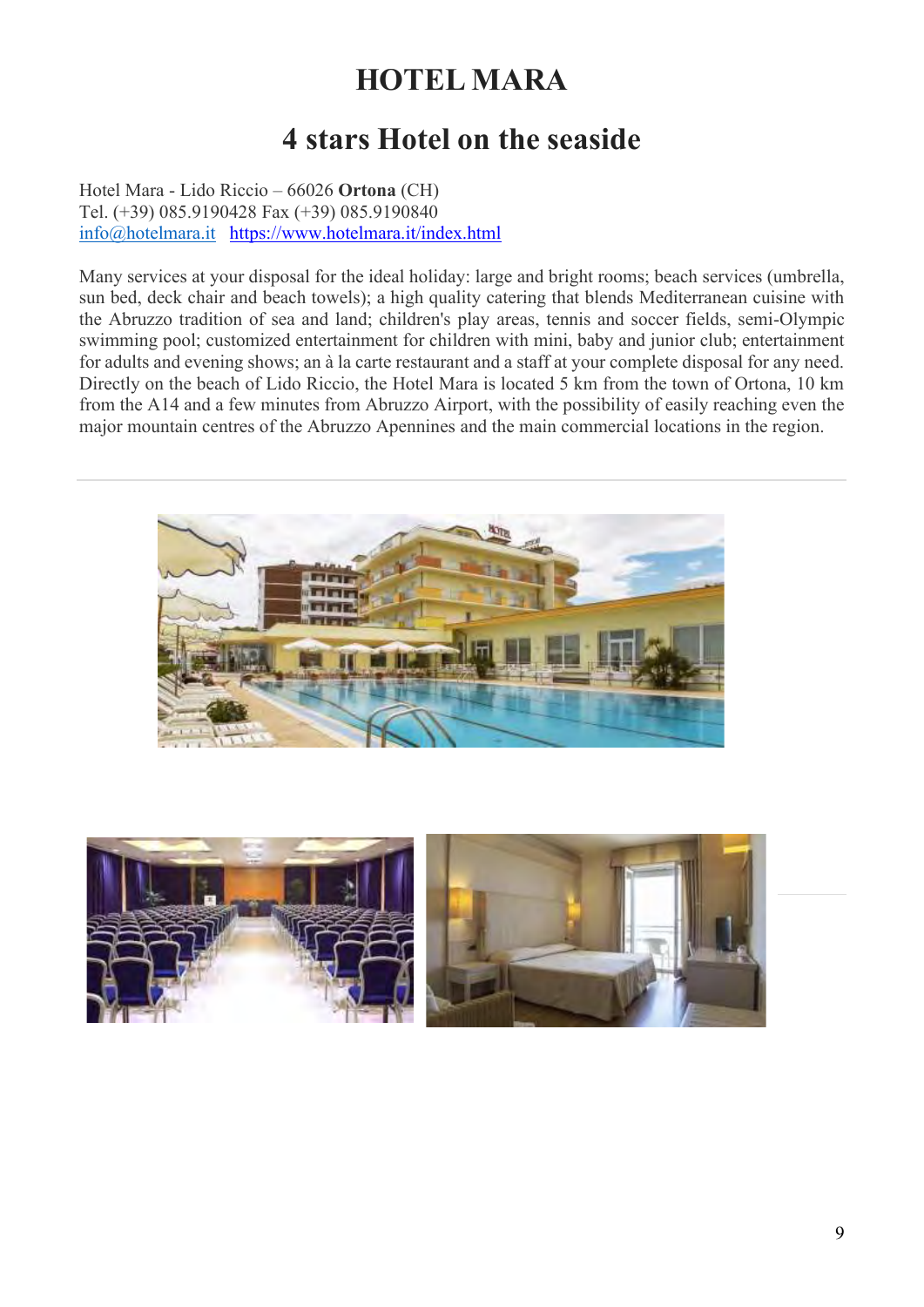# HOTEL MARA

## 4 stars Hotel on the seaside

Hotel Mara - Lido Riccio – 66026 **Ortona** (CH)
Tel. (+39) 085.9190428 Fax (+39) 085.9190840
info@hotelmara.it https://www.hotelmara.it/index.html

Many services at your disposal for the ideal holiday: large and bright rooms; beach services (umbrella, sun bed, deck chair and beach towels); a high quality catering that blends Mediterranean cuisine with the Abruzzo tradition of sea and land; children's play areas, tennis and soccer fields, semi-Olympic swimming pool; customized entertainment for children with mini, baby and junior club; entertainment for adults and evening shows; an à la carte restaurant and a staff at your complete disposal for any need. Directly on the beach of Lido Riccio, the Hotel Mara is located 5 km from the town of Ortona, 10 km from the A14 and a few minutes from Abruzzo Airport, with the possibility of easily reaching even the major mountain centres of the Abruzzo Apennines and the main commercial locations in the region.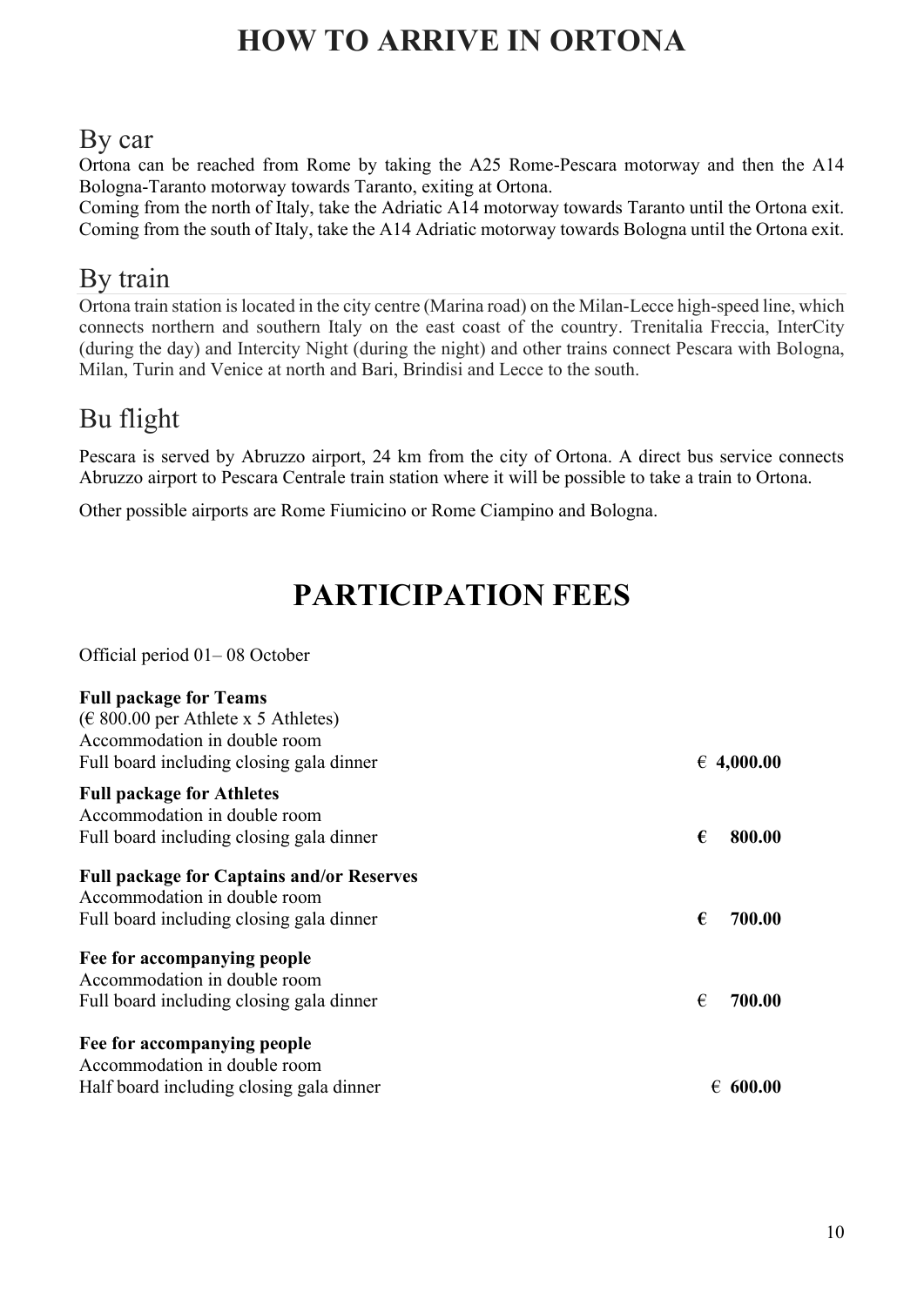# HOW TO ARRIVE IN ORTONA

## By car

Ortona can be reached from Rome by taking the A25 Rome-Pescara motorway and then the A14 Bologna-Taranto motorway towards Taranto, exiting at Ortona.
Coming from the north of Italy, take the Adriatic A14 motorway towards Taranto until the Ortona exit.
Coming from the south of Italy, take the A14 Adriatic motorway towards Bologna until the Ortona exit.

## By train

Ortona train station is located in the city centre (Marina road) on the Milan-Lecce high-speed line, which connects northern and southern Italy on the east coast of the country. Trenitalia Freccia, InterCity (during the day) and Intercity Night (during the night) and other trains connect Pescara with Bologna, Milan, Turin and Venice at north and Bari, Brindisi and Lecce to the south.

## Bu flight

Pescara is served by Abruzzo airport, 24 km from the city of Ortona. A direct bus service connects Abruzzo airport to Pescara Centrale train station where it will be possible to take a train to Ortona.

Other possible airports are Rome Fiumicino or Rome Ciampino and Bologna.

# PARTICIPATION FEES

Official period 01– 08 October

| | |
|---|---|
| **Full package for Teams**<br>(€ 800.00 per Athlete x 5 Athletes)<br>Accommodation in double room<br>Full board including closing gala dinner | **€ 4,000.00** |
| **Full package for Athletes**<br>Accommodation in double room<br>Full board including closing gala dinner | **€ 800.00** |
| **Full package for Captains and/or Reserves**<br>Accommodation in double room<br>Full board including closing gala dinner | **€ 700.00** |
| **Fee for accompanying people**<br>Accommodation in double room<br>Full board including closing gala dinner | € **700.00** |
| **Fee for accompanying people**<br>Accommodation in double room<br>Half board including closing gala dinner | € **600.00** |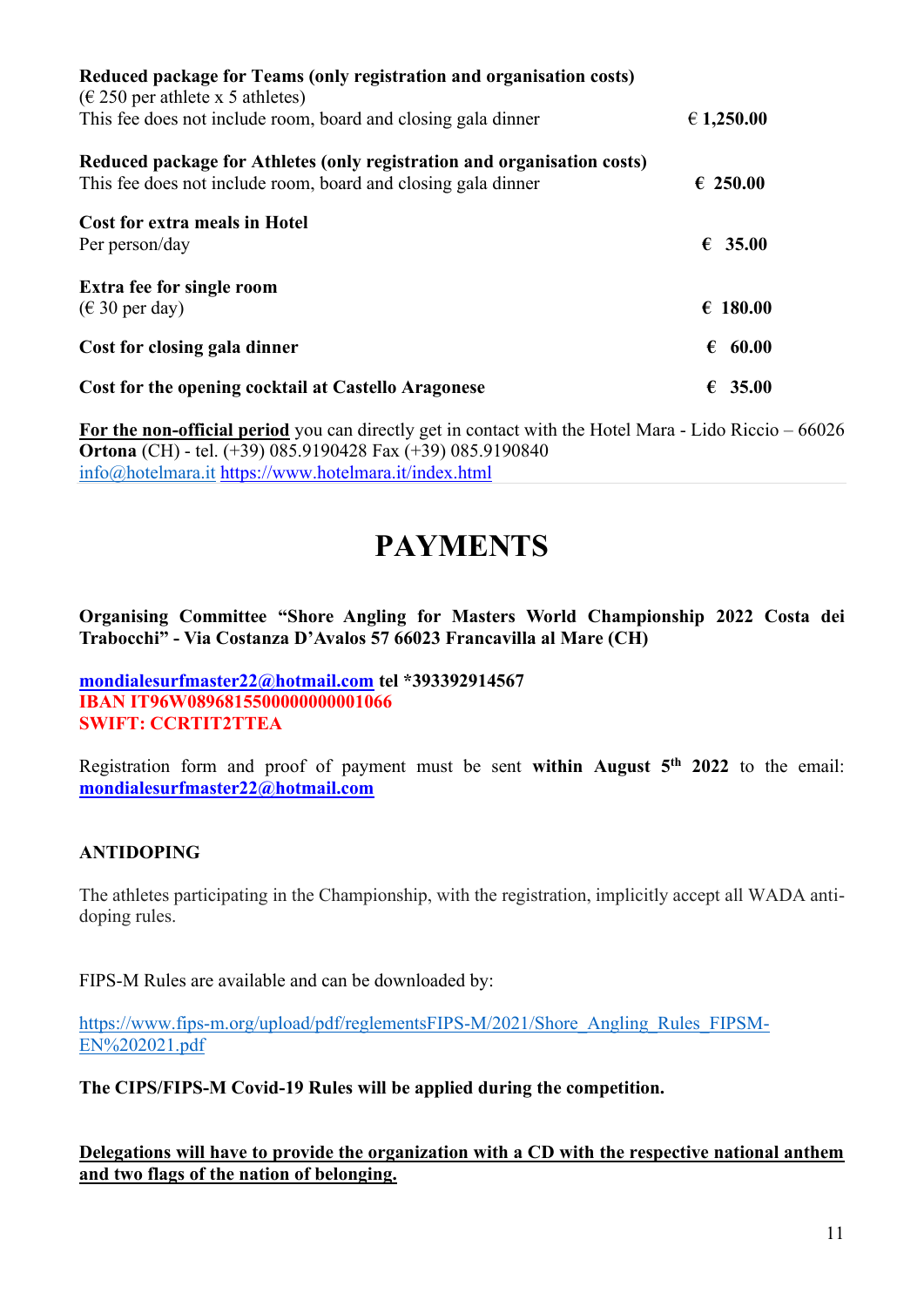**Reduced package for Teams (only registration and organisation costs)**
(€ 250 per athlete x 5 athletes)
This fee does not include room, board and closing gala dinner **€ 1,250.00**

**Reduced package for Athletes (only registration and organisation costs)**
This fee does not include room, board and closing gala dinner **€ 250.00**

**Cost for extra meals in Hotel**
Per person/day **€ 35.00**

**Extra fee for single room**
(€ 30 per day) **€ 180.00**

**Cost for closing gala dinner** **€ 60.00**

**Cost for the opening cocktail at Castello Aragonese** **€ 35.00**

**For the non-official period** you can directly get in contact with the Hotel Mara - Lido Riccio – 66026 **Ortona** (CH) - tel. (+39) 085.9190428 Fax (+39) 085.9190840
info@hotelmara.it https://www.hotelmara.it/index.html

# PAYMENTS

**Organising Committee "Shore Angling for Masters World Championship 2022 Costa dei Trabocchi" - Via Costanza D'Avalos 57 66023 Francavilla al Mare (CH)**

**mondialesurfmaster22@hotmail.com tel *393392914567**
**IBAN IT96W0896815500000000001066**
**SWIFT: CCRTIT2TTEA**

Registration form and proof of payment must be sent **within August 5th 2022** to the email: **mondialesurfmaster22@hotmail.com**

**ANTIDOPING**

The athletes participating in the Championship, with the registration, implicitly accept all WADA anti-doping rules.

FIPS-M Rules are available and can be downloaded by:

https://www.fips-m.org/upload/pdf/reglementsFIPS-M/2021/Shore_Angling_Rules_FIPSM-EN%202021.pdf

**The CIPS/FIPS-M Covid-19 Rules will be applied during the competition.**

**Delegations will have to provide the organization with a CD with the respective national anthem and two flags of the nation of belonging.**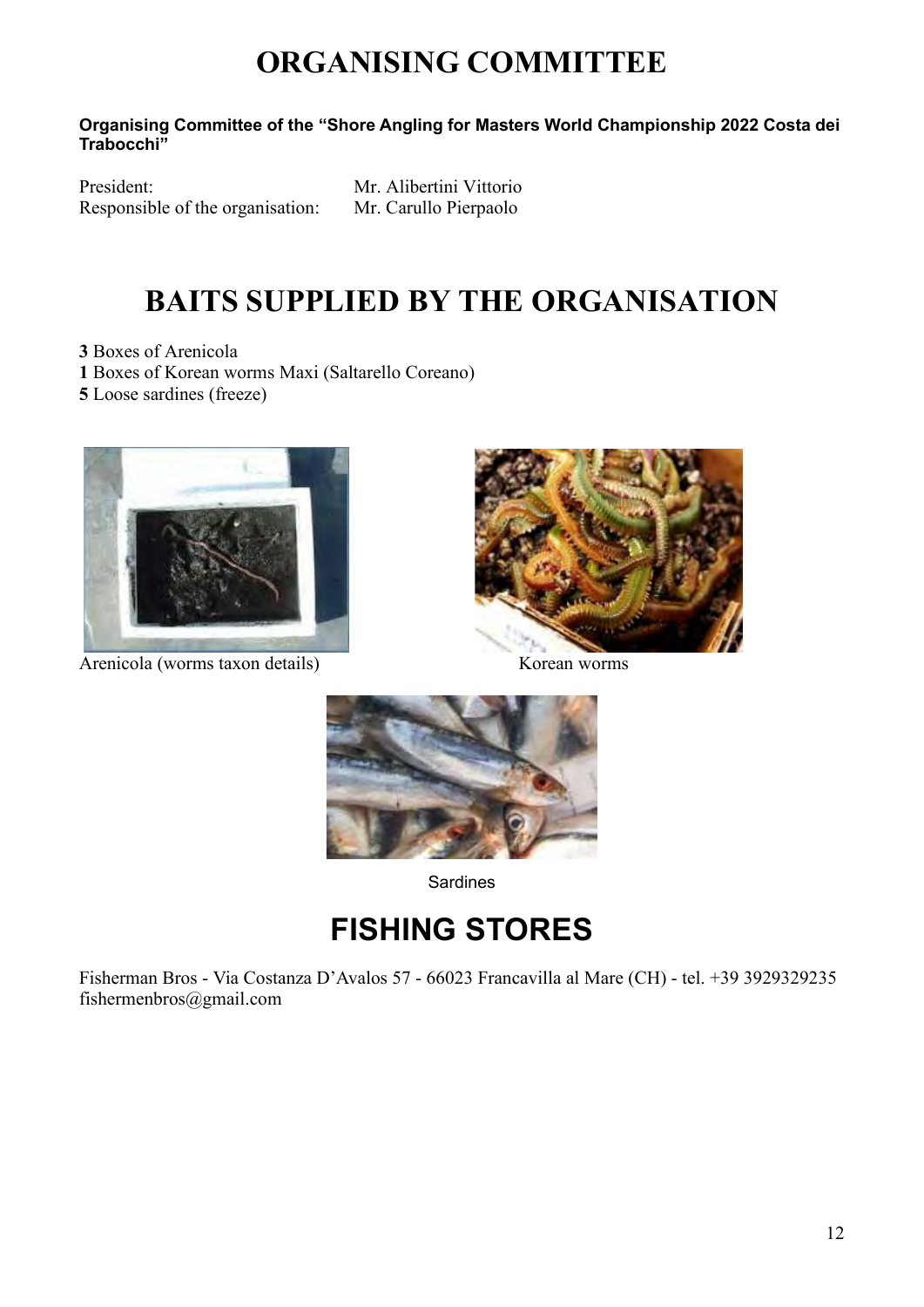# ORGANISING COMMITTEE

**Organising Committee of the "Shore Angling for Masters World Championship 2022 Costa dei Trabocchi"**

| | |
|---|---|
| President: | Mr. Alibertini Vittorio |
| Responsible of the organisation: | Mr. Carullo Pierpaolo |

# BAITS SUPPLIED BY THE ORGANISATION

**3** Boxes of Arenicola
**1** Boxes of Korean worms Maxi (Saltarello Coreano)
**5** Loose sardines (freeze)

Arenicola (worms taxon details)

Korean worms

Sardines

# FISHING STORES

Fisherman Bros - Via Costanza D'Avalos 57 - 66023 Francavilla al Mare (CH) - tel. +39 3929329235 fishermenbros@gmail.com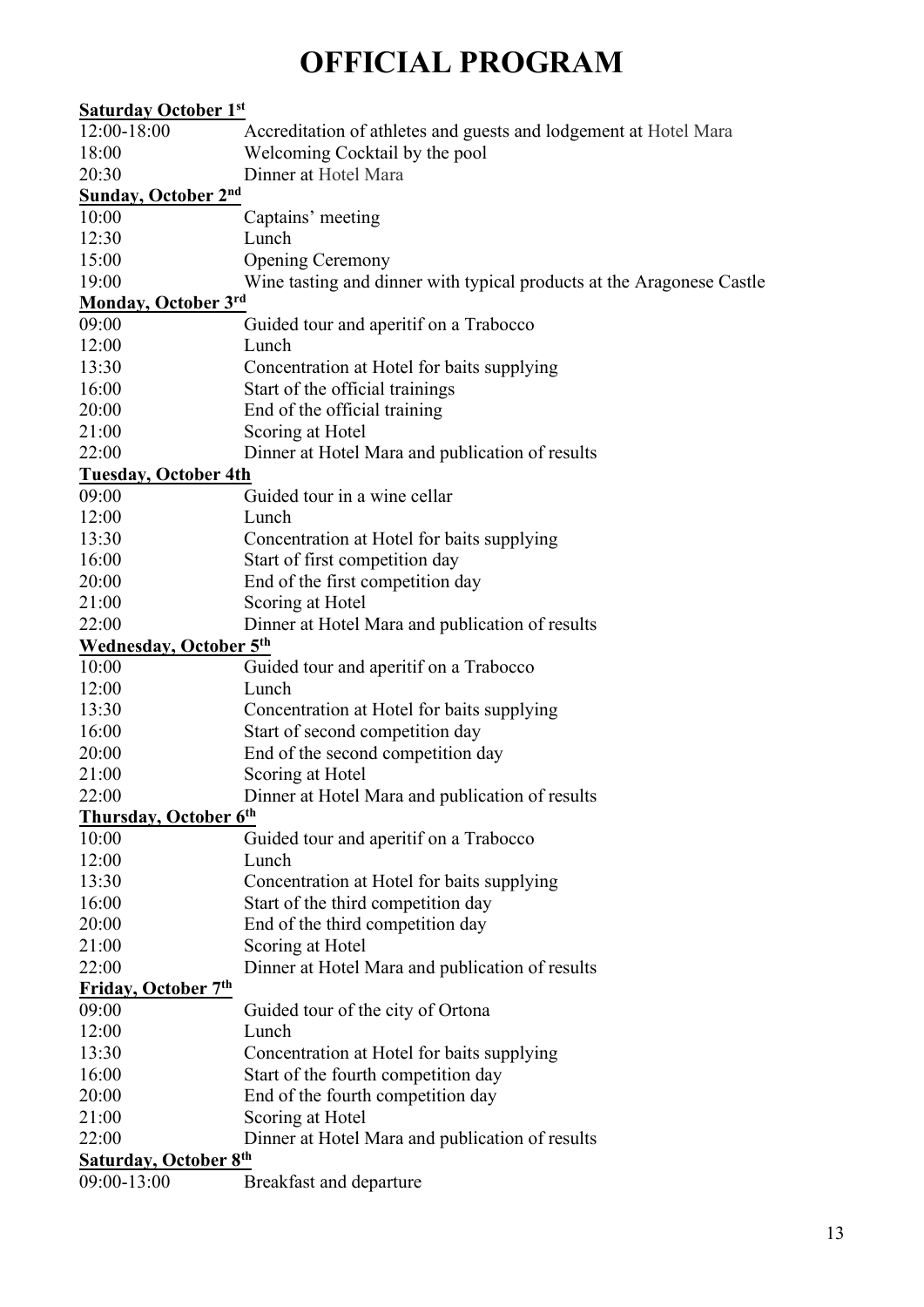# OFFICIAL PROGRAM

**Saturday October 1st**

| | |
|---|---|
| 12:00-18:00 | Accreditation of athletes and guests and lodgement at Hotel Mara |
| 18:00 | Welcoming Cocktail by the pool |
| 20:30 | Dinner at Hotel Mara |

**Sunday, October 2nd**

| | |
|---|---|
| 10:00 | Captains' meeting |
| 12:30 | Lunch |
| 15:00 | Opening Ceremony |
| 19:00 | Wine tasting and dinner with typical products at the Aragonese Castle |

**Monday, October 3rd**

| | |
|---|---|
| 09:00 | Guided tour and aperitif on a Trabocco |
| 12:00 | Lunch |
| 13:30 | Concentration at Hotel for baits supplying |
| 16:00 | Start of the official trainings |
| 20:00 | End of the official training |
| 21:00 | Scoring at Hotel |
| 22:00 | Dinner at Hotel Mara and publication of results |

**Tuesday, October 4th**

| | |
|---|---|
| 09:00 | Guided tour in a wine cellar |
| 12:00 | Lunch |
| 13:30 | Concentration at Hotel for baits supplying |
| 16:00 | Start of first competition day |
| 20:00 | End of the first competition day |
| 21:00 | Scoring at Hotel |
| 22:00 | Dinner at Hotel Mara and publication of results |

**Wednesday, October 5th**

| | |
|---|---|
| 10:00 | Guided tour and aperitif on a Trabocco |
| 12:00 | Lunch |
| 13:30 | Concentration at Hotel for baits supplying |
| 16:00 | Start of second competition day |
| 20:00 | End of the second competition day |
| 21:00 | Scoring at Hotel |
| 22:00 | Dinner at Hotel Mara and publication of results |

**Thursday, October 6th**

| | |
|---|---|
| 10:00 | Guided tour and aperitif on a Trabocco |
| 12:00 | Lunch |
| 13:30 | Concentration at Hotel for baits supplying |
| 16:00 | Start of the third competition day |
| 20:00 | End of the third competition day |
| 21:00 | Scoring at Hotel |
| 22:00 | Dinner at Hotel Mara and publication of results |

**Friday, October 7th**

| | |
|---|---|
| 09:00 | Guided tour of the city of Ortona |
| 12:00 | Lunch |
| 13:30 | Concentration at Hotel for baits supplying |
| 16:00 | Start of the fourth competition day |
| 20:00 | End of the fourth competition day |
| 21:00 | Scoring at Hotel |
| 22:00 | Dinner at Hotel Mara and publication of results |

**Saturday, October 8th**

| | |
|---|---|
| 09:00-13:00 | Breakfast and departure |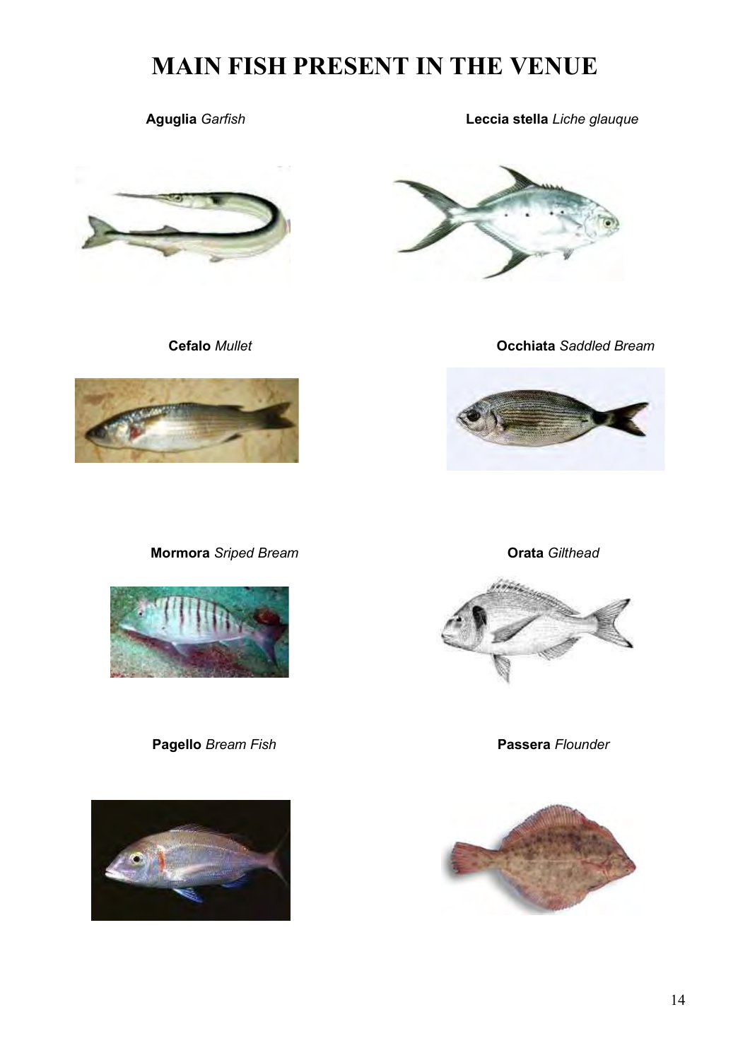# MAIN FISH PRESENT IN THE VENUE

**Aguglia** *Garfish*

**Leccia stella** *Liche glauque*

**Cefalo** *Mullet*

**Occhiata** *Saddled Bream*

**Mormora** *Sriped Bream*

**Orata** *Gilthead*

**Pagello** *Bream Fish*

**Passera** *Flounder*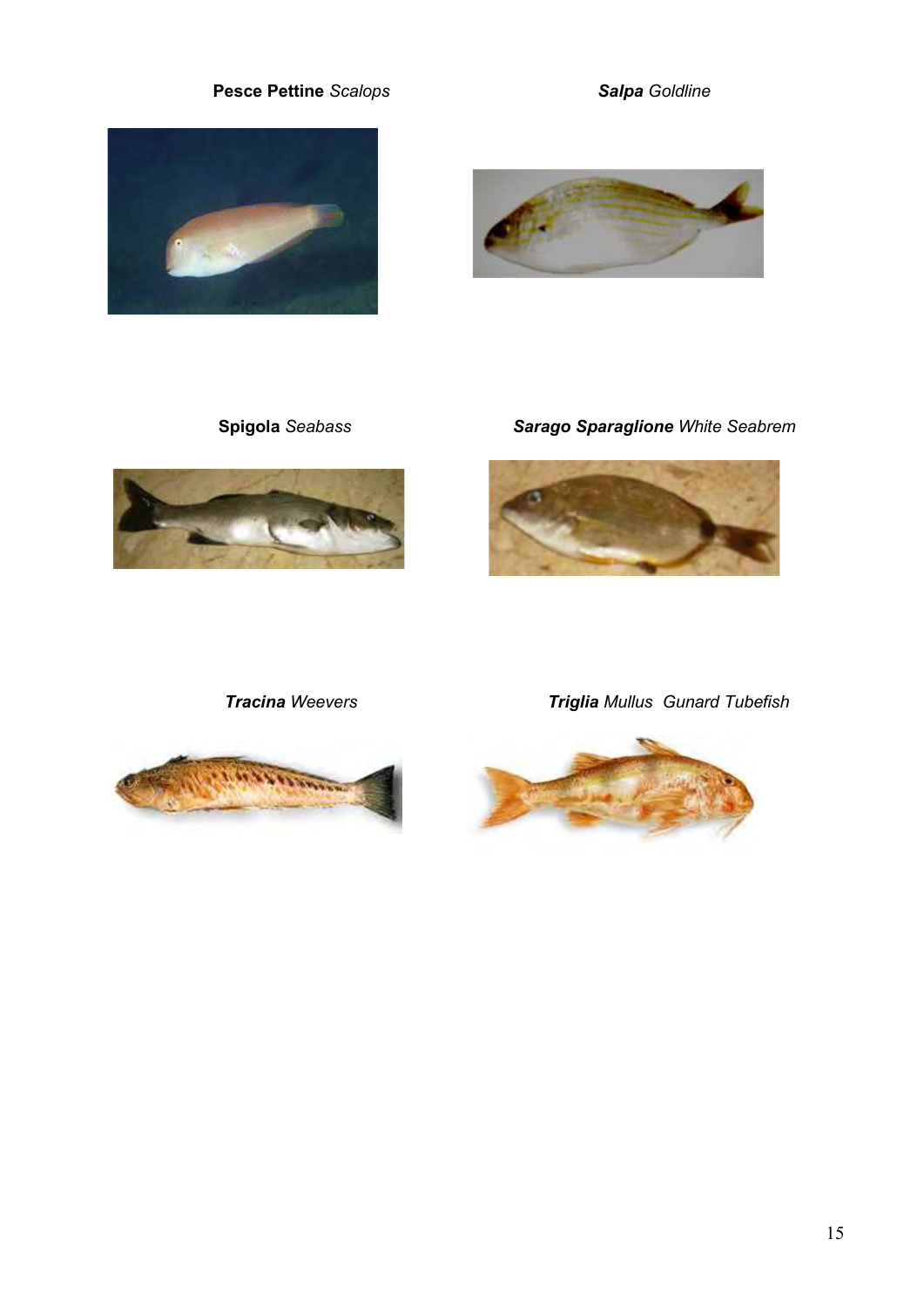**Pesce Pettine** *Scalops*

***Salpa*** *Goldline*

**Spigola** *Seabass*

***Sarago Sparaglione*** *White Seabrem*

***Tracina*** *Weevers*

***Triglia*** *Mullus Gunard Tubefish*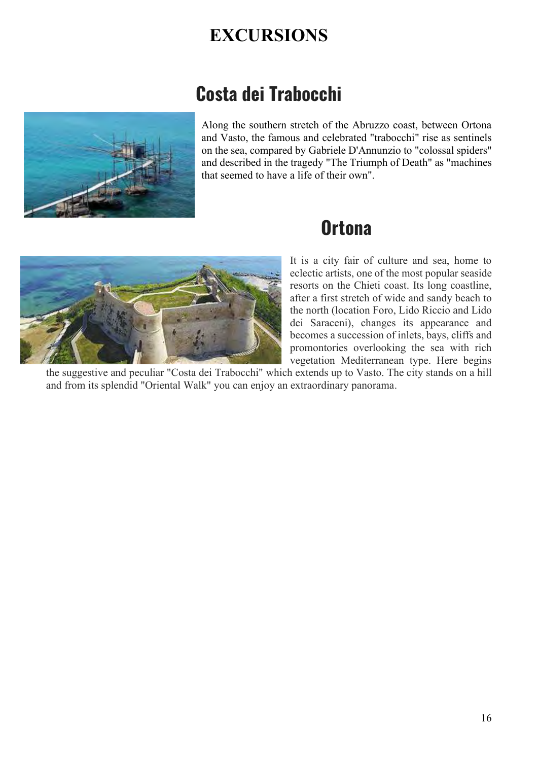# EXCURSIONS

## Costa dei Trabocchi

Along the southern stretch of the Abruzzo coast, between Ortona and Vasto, the famous and celebrated "trabocchi" rise as sentinels on the sea, compared by Gabriele D'Annunzio to "colossal spiders" and described in the tragedy "The Triumph of Death" as "machines that seemed to have a life of their own".

## Ortona

It is a city fair of culture and sea, home to eclectic artists, one of the most popular seaside resorts on the Chieti coast. Its long coastline, after a first stretch of wide and sandy beach to the north (location Foro, Lido Riccio and Lido dei Saraceni), changes its appearance and becomes a succession of inlets, bays, cliffs and promontories overlooking the sea with rich vegetation Mediterranean type. Here begins the suggestive and peculiar "Costa dei Trabocchi" which extends up to Vasto. The city stands on a hill and from its splendid "Oriental Walk" you can enjoy an extraordinary panorama.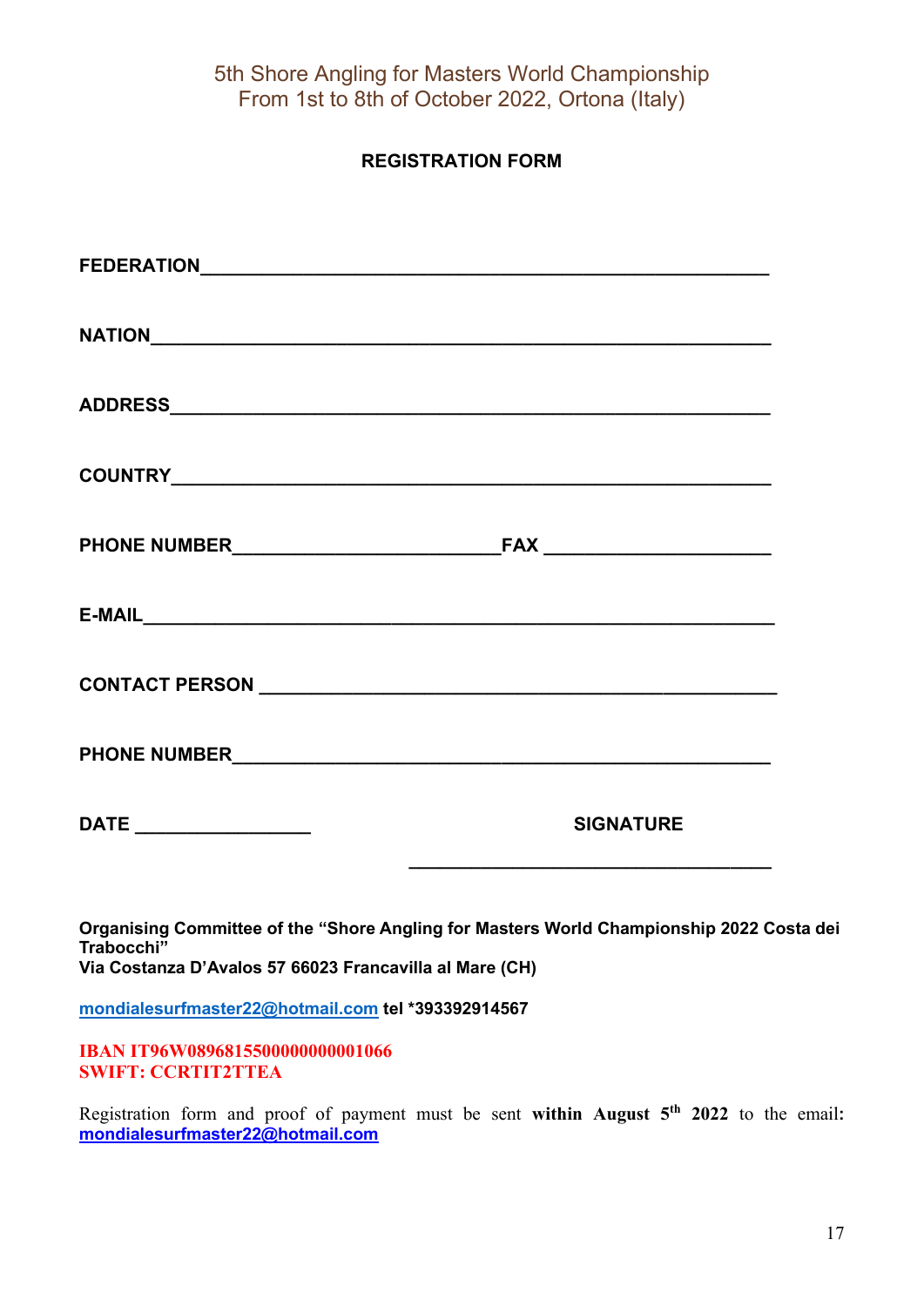5th Shore Angling for Masters World Championship
From 1st to 8th of October 2022, Ortona (Italy)

**REGISTRATION FORM**

**FEDERATION**\_\_\_\_\_\_\_\_\_\_\_\_\_\_\_\_\_\_\_\_\_\_\_\_\_\_\_\_\_\_\_\_\_\_\_\_\_\_\_\_\_\_\_\_\_\_\_\_\_\_\_\_\_\_\_

**NATION**\_\_\_\_\_\_\_\_\_\_\_\_\_\_\_\_\_\_\_\_\_\_\_\_\_\_\_\_\_\_\_\_\_\_\_\_\_\_\_\_\_\_\_\_\_\_\_\_\_\_\_\_\_\_\_\_\_\_\_

**ADDRESS**\_\_\_\_\_\_\_\_\_\_\_\_\_\_\_\_\_\_\_\_\_\_\_\_\_\_\_\_\_\_\_\_\_\_\_\_\_\_\_\_\_\_\_\_\_\_\_\_\_\_\_\_\_\_\_\_\_\_

**COUNTRY**\_\_\_\_\_\_\_\_\_\_\_\_\_\_\_\_\_\_\_\_\_\_\_\_\_\_\_\_\_\_\_\_\_\_\_\_\_\_\_\_\_\_\_\_\_\_\_\_\_\_\_\_\_\_\_\_\_\_

**PHONE NUMBER**\_\_\_\_\_\_\_\_\_\_\_\_\_\_\_\_\_\_\_\_\_\_\_\_\_\_**FAX** \_\_\_\_\_\_\_\_\_\_\_\_\_\_\_\_\_\_\_\_\_\_

**E-MAIL**\_\_\_\_\_\_\_\_\_\_\_\_\_\_\_\_\_\_\_\_\_\_\_\_\_\_\_\_\_\_\_\_\_\_\_\_\_\_\_\_\_\_\_\_\_\_\_\_\_\_\_\_\_\_\_\_\_\_\_\_

**CONTACT PERSON** \_\_\_\_\_\_\_\_\_\_\_\_\_\_\_\_\_\_\_\_\_\_\_\_\_\_\_\_\_\_\_\_\_\_\_\_\_\_\_\_\_\_\_\_\_\_\_\_\_\_

**PHONE NUMBER**\_\_\_\_\_\_\_\_\_\_\_\_\_\_\_\_\_\_\_\_\_\_\_\_\_\_\_\_\_\_\_\_\_\_\_\_\_\_\_\_\_\_\_\_\_\_\_\_\_\_\_

**DATE** \_\_\_\_\_\_\_\_\_\_\_\_\_\_\_\_\_\_ **SIGNATURE** \_\_\_\_\_\_\_\_\_\_\_\_\_\_\_\_\_\_\_\_\_\_\_\_\_\_\_\_\_\_\_\_\_\_\_\_

**Organising Committee of the "Shore Angling for Masters World Championship 2022 Costa dei Trabocchi"**
**Via Costanza D'Avalos 57 66023 Francavilla al Mare (CH)**

mondialesurfmaster22@hotmail.com **tel \*393392914567**

**IBAN IT96W0896815500000000001066**
**SWIFT: CCRTIT2TTEA**

Registration form and proof of payment must be sent **within August 5th 2022** to the email: **mondialesurfmaster22@hotmail.com**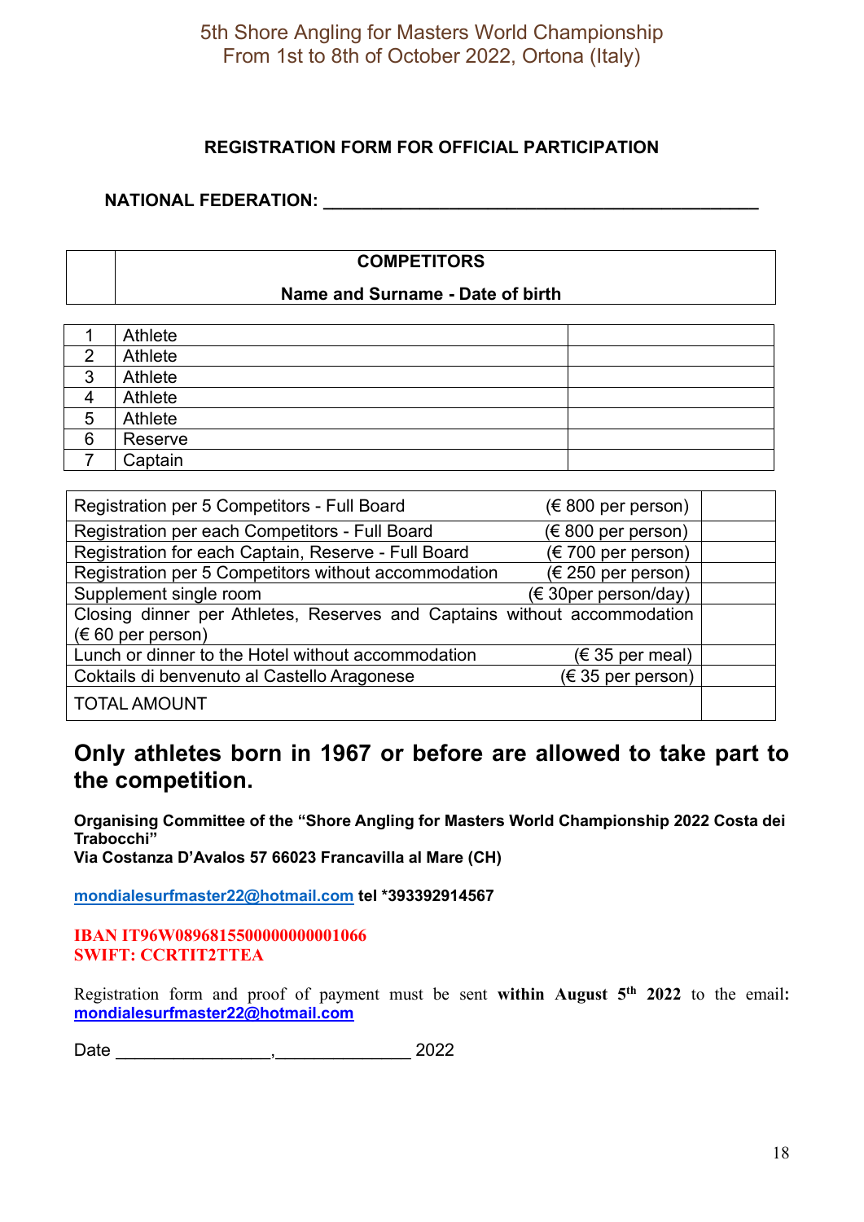5th Shore Angling for Masters World Championship
From 1st to 8th of October 2022, Ortona (Italy)

**REGISTRATION FORM FOR OFFICIAL PARTICIPATION**

**NATIONAL FEDERATION:** _______________________________________________

| | **COMPETITORS**<br>**Name and Surname - Date of birth** | |
|---|---|---|
| 1 | Athlete | |
| 2 | Athlete | |
| 3 | Athlete | |
| 4 | Athlete | |
| 5 | Athlete | |
| 6 | Reserve | |
| 7 | Captain | |

| | | |
|---|---|---|
| Registration per 5 Competitors - Full Board | (€ 800 per person) | |
| Registration per each Competitors - Full Board | (€ 800 per person) | |
| Registration for each Captain, Reserve - Full Board | (€ 700 per person) | |
| Registration per 5 Competitors without accommodation | (€ 250 per person) | |
| Supplement single room | (€ 30per person/day) | |
| Closing dinner per Athletes, Reserves and Captains without accommodation (€ 60 per person) | | |
| Lunch or dinner to the Hotel without accommodation | (€ 35 per meal) | |
| Coktails di benvenuto al Castello Aragonese | (€ 35 per person) | |
| TOTAL AMOUNT | | |

## Only athletes born in 1967 or before are allowed to take part to the competition.

**Organising Committee of the "Shore Angling for Masters World Championship 2022 Costa dei Trabocchi"**
**Via Costanza D'Avalos 57 66023 Francavilla al Mare (CH)**

**mondialesurfmaster22@hotmail.com tel *393392914567**

**IBAN IT96W0896815500000000001066**
**SWIFT: CCRTIT2TTEA**

Registration form and proof of payment must be sent **within August 5th 2022** to the email: **mondialesurfmaster22@hotmail.com**

Date ________________,______________ 2022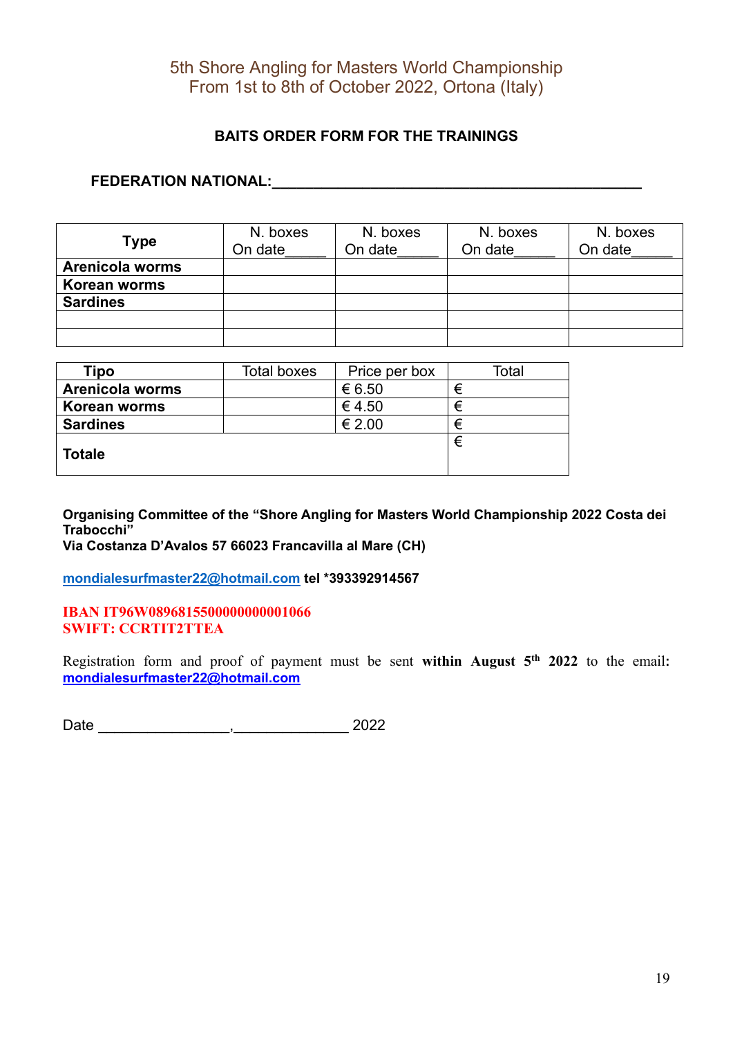5th Shore Angling for Masters World Championship
From 1st to 8th of October 2022, Ortona (Italy)

**BAITS ORDER FORM FOR THE TRAININGS**

**FEDERATION NATIONAL:**_______________________________________________

| Type | N. boxes On date_____ | N. boxes On date_____ | N. boxes On date_____ | N. boxes On date_____ |
|---|---|---|---|---|
| **Arenicola worms** | | | | |
| **Korean worms** | | | | |
| **Sardines** | | | | |
| | | | | |
| | | | | |

| Tipo | Total boxes | Price per box | Total |
|---|---|---|---|
| **Arenicola worms** | | € 6.50 | € |
| **Korean worms** | | € 4.50 | € |
| **Sardines** | | € 2.00 | € |
| **Totale** | | | € |

**Organising Committee of the "Shore Angling for Masters World Championship 2022 Costa dei Trabocchi"**
**Via Costanza D'Avalos 57 66023 Francavilla al Mare (CH)**

**mondialesurfmaster22@hotmail.com tel *393392914567**

**IBAN IT96W0896815500000000001066**
**SWIFT: CCRTIT2TTEA**

Registration form and proof of payment must be sent **within August 5th 2022** to the email: **mondialesurfmaster22@hotmail.com**

Date ________________,______________ 2022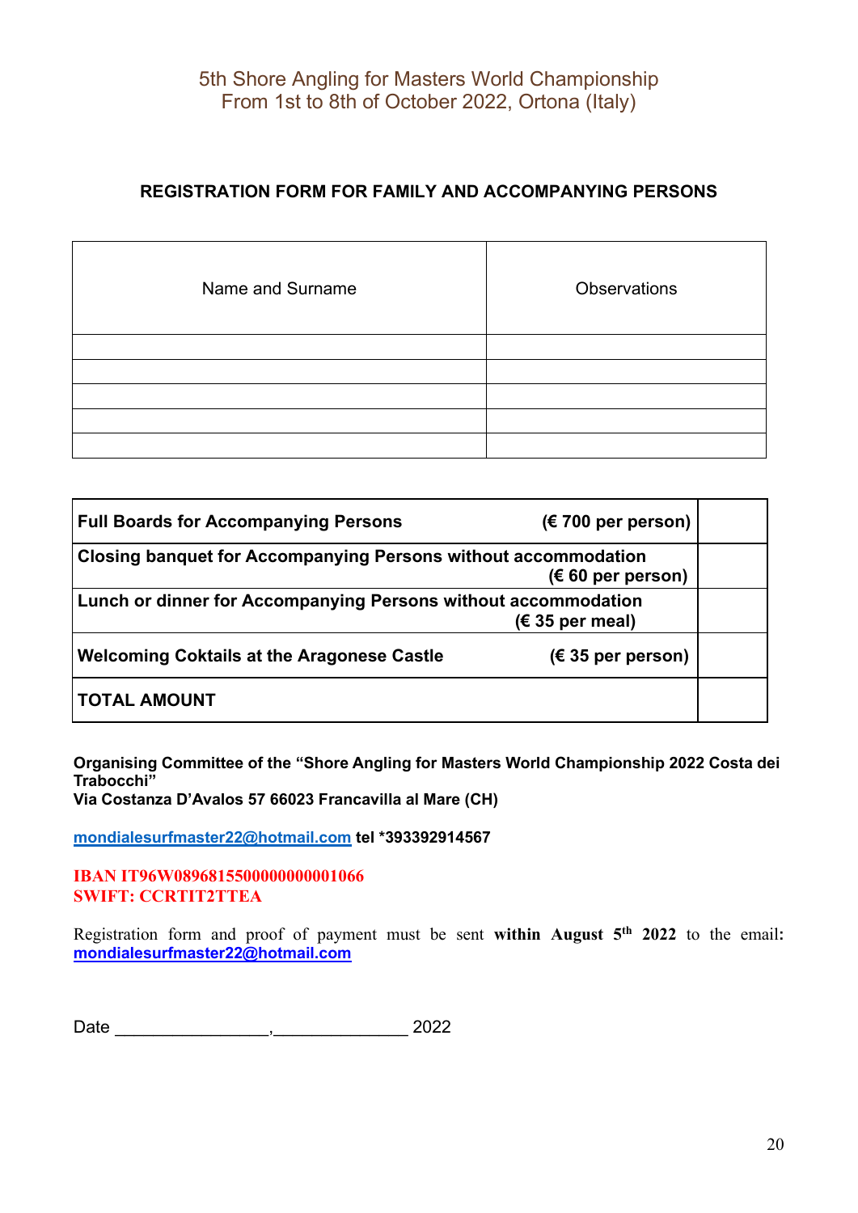5th Shore Angling for Masters World Championship
From 1st to 8th of October 2022, Ortona (Italy)

## REGISTRATION FORM FOR FAMILY AND ACCOMPANYING PERSONS

| Name and Surname | Observations |
|---|---|
| | |
| | |
| | |
| | |
| | |

| | |
|---|---|
| **Full Boards for Accompanying Persons (€ 700 per person)** | |
| **Closing banquet for Accompanying Persons without accommodation (€ 60 per person)** | |
| **Lunch or dinner for Accompanying Persons without accommodation (€ 35 per meal)** | |
| **Welcoming Coktails at the Aragonese Castle (€ 35 per person)** | |
| **TOTAL AMOUNT** | |

**Organising Committee of the "Shore Angling for Masters World Championship 2022 Costa dei Trabocchi"**
**Via Costanza D'Avalos 57 66023 Francavilla al Mare (CH)**

mondialesurfmaster22@hotmail.com **tel *393392914567**

**IBAN IT96W0896815500000000001066**
**SWIFT: CCRTIT2TTEA**

Registration form and proof of payment must be sent **within August 5th 2022** to the email**:** mondialesurfmaster22@hotmail.com

Date ________________,______________ 2022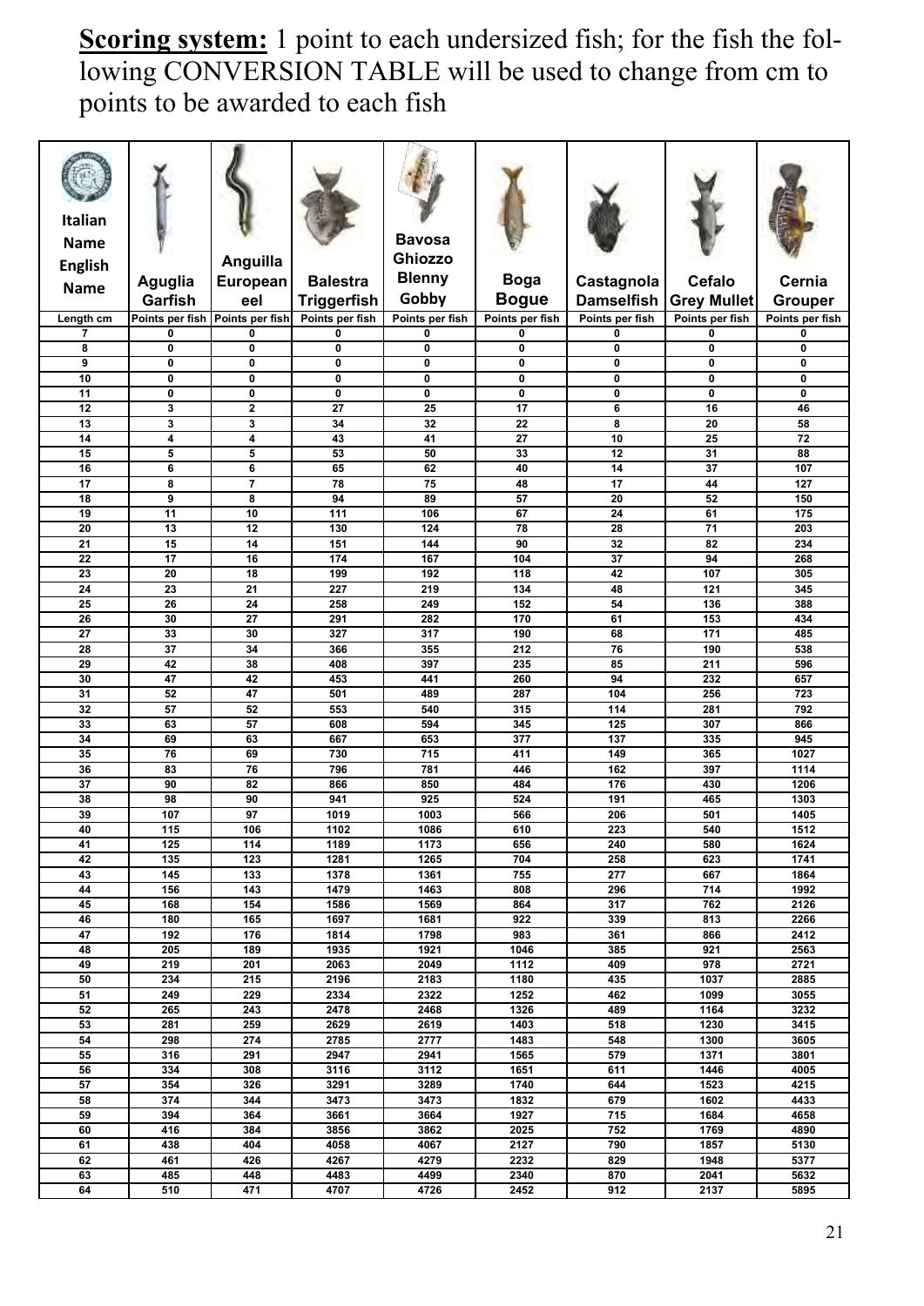**Scoring system:** 1 point to each undersized fish; for the fish the following CONVERSION TABLE will be used to change from cm to points to be awarded to each fish

| Italian Name / English Name | Aguglia Garfish | Anguilla European eel | Balestra Triggerfish | Bavosa Ghiozzo Blenny Gobby | Boga Bogue | Castagnola Damselfish | Cefalo Grey Mullet | Cernia Grouper |
|---|---|---|---|---|---|---|---|---|
| Length cm | Points per fish | Points per fish | Points per fish | Points per fish | Points per fish | Points per fish | Points per fish | Points per fish |
| 7 | 0 | 0 | 0 | 0 | 0 | 0 | 0 | 0 |
| 8 | 0 | 0 | 0 | 0 | 0 | 0 | 0 | 0 |
| 9 | 0 | 0 | 0 | 0 | 0 | 0 | 0 | 0 |
| 10 | 0 | 0 | 0 | 0 | 0 | 0 | 0 | 0 |
| 11 | 0 | 0 | 0 | 0 | 0 | 0 | 0 | 0 |
| 12 | 3 | 2 | 27 | 25 | 17 | 6 | 16 | 46 |
| 13 | 3 | 3 | 34 | 32 | 22 | 8 | 20 | 58 |
| 14 | 4 | 4 | 43 | 41 | 27 | 10 | 25 | 72 |
| 15 | 5 | 5 | 53 | 50 | 33 | 12 | 31 | 88 |
| 16 | 6 | 6 | 65 | 62 | 40 | 14 | 37 | 107 |
| 17 | 8 | 7 | 78 | 75 | 48 | 17 | 44 | 127 |
| 18 | 9 | 8 | 94 | 89 | 57 | 20 | 52 | 150 |
| 19 | 11 | 10 | 111 | 106 | 67 | 24 | 61 | 175 |
| 20 | 13 | 12 | 130 | 124 | 78 | 28 | 71 | 203 |
| 21 | 15 | 14 | 151 | 144 | 90 | 32 | 82 | 234 |
| 22 | 17 | 16 | 174 | 167 | 104 | 37 | 94 | 268 |
| 23 | 20 | 18 | 199 | 192 | 118 | 42 | 107 | 305 |
| 24 | 23 | 21 | 227 | 219 | 134 | 48 | 121 | 345 |
| 25 | 26 | 24 | 258 | 249 | 152 | 54 | 136 | 388 |
| 26 | 30 | 27 | 291 | 282 | 170 | 61 | 153 | 434 |
| 27 | 33 | 30 | 327 | 317 | 190 | 68 | 171 | 485 |
| 28 | 37 | 34 | 366 | 355 | 212 | 76 | 190 | 538 |
| 29 | 42 | 38 | 408 | 397 | 235 | 85 | 211 | 596 |
| 30 | 47 | 42 | 453 | 441 | 260 | 94 | 232 | 657 |
| 31 | 52 | 47 | 501 | 489 | 287 | 104 | 256 | 723 |
| 32 | 57 | 52 | 553 | 540 | 315 | 114 | 281 | 792 |
| 33 | 63 | 57 | 608 | 594 | 345 | 125 | 307 | 866 |
| 34 | 69 | 63 | 667 | 653 | 377 | 137 | 335 | 945 |
| 35 | 76 | 69 | 730 | 715 | 411 | 149 | 365 | 1027 |
| 36 | 83 | 76 | 796 | 781 | 446 | 162 | 397 | 1114 |
| 37 | 90 | 82 | 866 | 850 | 484 | 176 | 430 | 1206 |
| 38 | 98 | 90 | 941 | 925 | 524 | 191 | 465 | 1303 |
| 39 | 107 | 97 | 1019 | 1003 | 566 | 206 | 501 | 1405 |
| 40 | 115 | 106 | 1102 | 1086 | 610 | 223 | 540 | 1512 |
| 41 | 125 | 114 | 1189 | 1173 | 656 | 240 | 580 | 1624 |
| 42 | 135 | 123 | 1281 | 1265 | 704 | 258 | 623 | 1741 |
| 43 | 145 | 133 | 1378 | 1361 | 755 | 277 | 667 | 1864 |
| 44 | 156 | 143 | 1479 | 1463 | 808 | 296 | 714 | 1992 |
| 45 | 168 | 154 | 1586 | 1569 | 864 | 317 | 762 | 2126 |
| 46 | 180 | 165 | 1697 | 1681 | 922 | 339 | 813 | 2266 |
| 47 | 192 | 176 | 1814 | 1798 | 983 | 361 | 866 | 2412 |
| 48 | 205 | 189 | 1935 | 1921 | 1046 | 385 | 921 | 2563 |
| 49 | 219 | 201 | 2063 | 2049 | 1112 | 409 | 978 | 2721 |
| 50 | 234 | 215 | 2196 | 2183 | 1180 | 435 | 1037 | 2885 |
| 51 | 249 | 229 | 2334 | 2322 | 1252 | 462 | 1099 | 3055 |
| 52 | 265 | 243 | 2478 | 2468 | 1326 | 489 | 1164 | 3232 |
| 53 | 281 | 259 | 2629 | 2619 | 1403 | 518 | 1230 | 3415 |
| 54 | 298 | 274 | 2785 | 2777 | 1483 | 548 | 1300 | 3605 |
| 55 | 316 | 291 | 2947 | 2941 | 1565 | 579 | 1371 | 3801 |
| 56 | 334 | 308 | 3116 | 3112 | 1651 | 611 | 1446 | 4005 |
| 57 | 354 | 326 | 3291 | 3289 | 1740 | 644 | 1523 | 4215 |
| 58 | 374 | 344 | 3473 | 3473 | 1832 | 679 | 1602 | 4433 |
| 59 | 394 | 364 | 3661 | 3664 | 1927 | 715 | 1684 | 4658 |
| 60 | 416 | 384 | 3856 | 3862 | 2025 | 752 | 1769 | 4890 |
| 61 | 438 | 404 | 4058 | 4067 | 2127 | 790 | 1857 | 5130 |
| 62 | 461 | 426 | 4267 | 4279 | 2232 | 829 | 1948 | 5377 |
| 63 | 485 | 448 | 4483 | 4499 | 2340 | 870 | 2041 | 5632 |
| 64 | 510 | 471 | 4707 | 4726 | 2452 | 912 | 2137 | 5895 |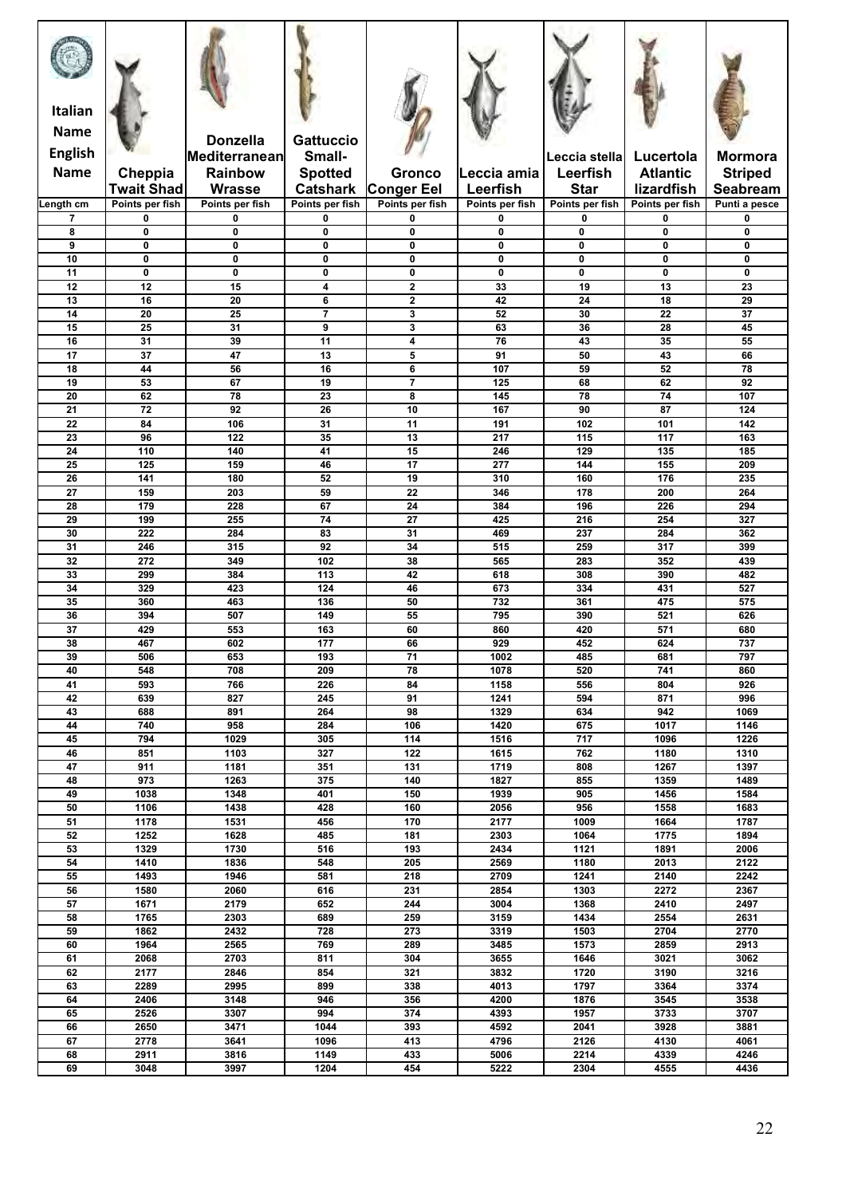| Italian Name / English Name | Cheppia Twait Shad | Donzella Mediterranean Rainbow Wrasse | Gattuccio Small-Spotted Catshark | Gronco Conger Eel | Leccia amia Leerfish | Leccia stella Leerfish Star | Lucertola Atlantic lizardfish | Mormora Striped Seabream |
|---|---|---|---|---|---|---|---|---|
| Length cm | Points per fish | Points per fish | Points per fish | Points per fish | Points per fish | Points per fish | Points per fish | Punti a pesce |
| 7 | 0 | 0 | 0 | 0 | 0 | 0 | 0 | 0 |
| 8 | 0 | 0 | 0 | 0 | 0 | 0 | 0 | 0 |
| 9 | 0 | 0 | 0 | 0 | 0 | 0 | 0 | 0 |
| 10 | 0 | 0 | 0 | 0 | 0 | 0 | 0 | 0 |
| 11 | 0 | 0 | 0 | 0 | 0 | 0 | 0 | 0 |
| 12 | 12 | 15 | 4 | 2 | 33 | 19 | 13 | 23 |
| 13 | 16 | 20 | 6 | 2 | 42 | 24 | 18 | 29 |
| 14 | 20 | 25 | 7 | 3 | 52 | 30 | 22 | 37 |
| 15 | 25 | 31 | 9 | 3 | 63 | 36 | 28 | 45 |
| 16 | 31 | 39 | 11 | 4 | 76 | 43 | 35 | 55 |
| 17 | 37 | 47 | 13 | 5 | 91 | 50 | 43 | 66 |
| 18 | 44 | 56 | 16 | 6 | 107 | 59 | 52 | 78 |
| 19 | 53 | 67 | 19 | 7 | 125 | 68 | 62 | 92 |
| 20 | 62 | 78 | 23 | 8 | 145 | 78 | 74 | 107 |
| 21 | 72 | 92 | 26 | 10 | 167 | 90 | 87 | 124 |
| 22 | 84 | 106 | 31 | 11 | 191 | 102 | 101 | 142 |
| 23 | 96 | 122 | 35 | 13 | 217 | 115 | 117 | 163 |
| 24 | 110 | 140 | 41 | 15 | 246 | 129 | 135 | 185 |
| 25 | 125 | 159 | 46 | 17 | 277 | 144 | 155 | 209 |
| 26 | 141 | 180 | 52 | 19 | 310 | 160 | 176 | 235 |
| 27 | 159 | 203 | 59 | 22 | 346 | 178 | 200 | 264 |
| 28 | 179 | 228 | 67 | 24 | 384 | 196 | 226 | 294 |
| 29 | 199 | 255 | 74 | 27 | 425 | 216 | 254 | 327 |
| 30 | 222 | 284 | 83 | 31 | 469 | 237 | 284 | 362 |
| 31 | 246 | 315 | 92 | 34 | 515 | 259 | 317 | 399 |
| 32 | 272 | 349 | 102 | 38 | 565 | 283 | 352 | 439 |
| 33 | 299 | 384 | 113 | 42 | 618 | 308 | 390 | 482 |
| 34 | 329 | 423 | 124 | 46 | 673 | 334 | 431 | 527 |
| 35 | 360 | 463 | 136 | 50 | 732 | 361 | 475 | 575 |
| 36 | 394 | 507 | 149 | 55 | 795 | 390 | 521 | 626 |
| 37 | 429 | 553 | 163 | 60 | 860 | 420 | 571 | 680 |
| 38 | 467 | 602 | 177 | 66 | 929 | 452 | 624 | 737 |
| 39 | 506 | 653 | 193 | 71 | 1002 | 485 | 681 | 797 |
| 40 | 548 | 708 | 209 | 78 | 1078 | 520 | 741 | 860 |
| 41 | 593 | 766 | 226 | 84 | 1158 | 556 | 804 | 926 |
| 42 | 639 | 827 | 245 | 91 | 1241 | 594 | 871 | 996 |
| 43 | 688 | 891 | 264 | 98 | 1329 | 634 | 942 | 1069 |
| 44 | 740 | 958 | 284 | 106 | 1420 | 675 | 1017 | 1146 |
| 45 | 794 | 1029 | 305 | 114 | 1516 | 717 | 1096 | 1226 |
| 46 | 851 | 1103 | 327 | 122 | 1615 | 762 | 1180 | 1310 |
| 47 | 911 | 1181 | 351 | 131 | 1719 | 808 | 1267 | 1397 |
| 48 | 973 | 1263 | 375 | 140 | 1827 | 855 | 1359 | 1489 |
| 49 | 1038 | 1348 | 401 | 150 | 1939 | 905 | 1456 | 1584 |
| 50 | 1106 | 1438 | 428 | 160 | 2056 | 956 | 1558 | 1683 |
| 51 | 1178 | 1531 | 456 | 170 | 2177 | 1009 | 1664 | 1787 |
| 52 | 1252 | 1628 | 485 | 181 | 2303 | 1064 | 1775 | 1894 |
| 53 | 1329 | 1730 | 516 | 193 | 2434 | 1121 | 1891 | 2006 |
| 54 | 1410 | 1836 | 548 | 205 | 2569 | 1180 | 2013 | 2122 |
| 55 | 1493 | 1946 | 581 | 218 | 2709 | 1241 | 2140 | 2242 |
| 56 | 1580 | 2060 | 616 | 231 | 2854 | 1303 | 2272 | 2367 |
| 57 | 1671 | 2179 | 652 | 244 | 3004 | 1368 | 2410 | 2497 |
| 58 | 1765 | 2303 | 689 | 259 | 3159 | 1434 | 2554 | 2631 |
| 59 | 1862 | 2432 | 728 | 273 | 3319 | 1503 | 2704 | 2770 |
| 60 | 1964 | 2565 | 769 | 289 | 3485 | 1573 | 2859 | 2913 |
| 61 | 2068 | 2703 | 811 | 304 | 3655 | 1646 | 3021 | 3062 |
| 62 | 2177 | 2846 | 854 | 321 | 3832 | 1720 | 3190 | 3216 |
| 63 | 2289 | 2995 | 899 | 338 | 4013 | 1797 | 3364 | 3374 |
| 64 | 2406 | 3148 | 946 | 356 | 4200 | 1876 | 3545 | 3538 |
| 65 | 2526 | 3307 | 994 | 374 | 4393 | 1957 | 3733 | 3707 |
| 66 | 2650 | 3471 | 1044 | 393 | 4592 | 2041 | 3928 | 3881 |
| 67 | 2778 | 3641 | 1096 | 413 | 4796 | 2126 | 4130 | 4061 |
| 68 | 2911 | 3816 | 1149 | 433 | 5006 | 2214 | 4339 | 4246 |
| 69 | 3048 | 3997 | 1204 | 454 | 5222 | 2304 | 4555 | 4436 |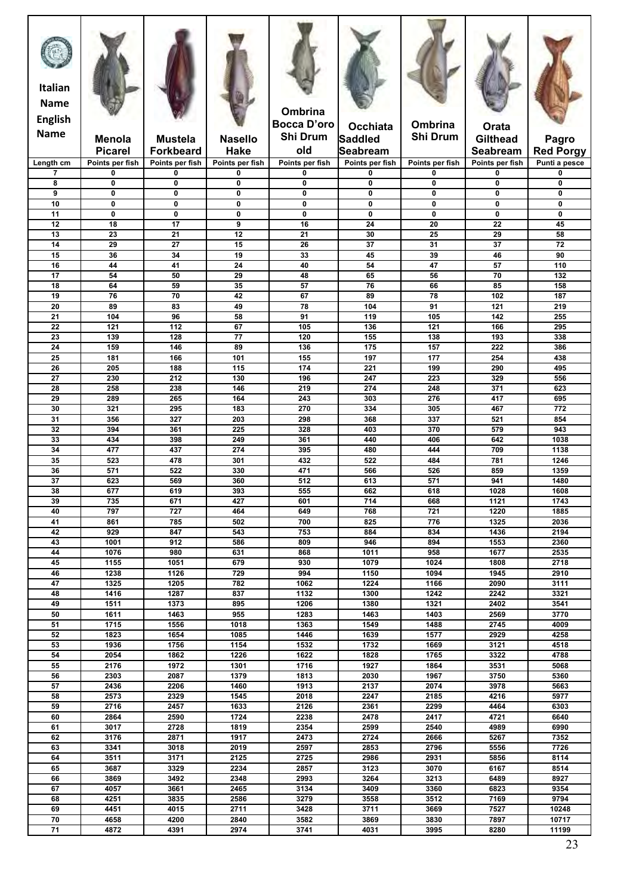| Italian Name / English Name | Menola Picarel | Mustela Forkbeard | Nasello Hake | Ombrina Bocca D'oro Shi Drum old | Occhiata Saddled Seabream | Ombrina Shi Drum | Orata Gilthead Seabream | Pagro Red Porgy |
|---|---|---|---|---|---|---|---|---|
| Length cm | Points per fish | Points per fish | Points per fish | Points per fish | Points per fish | Points per fish | Points per fish | Punti a pesce |
| 7 | 0 | 0 | 0 | 0 | 0 | 0 | 0 | 0 |
| 8 | 0 | 0 | 0 | 0 | 0 | 0 | 0 | 0 |
| 9 | 0 | 0 | 0 | 0 | 0 | 0 | 0 | 0 |
| 10 | 0 | 0 | 0 | 0 | 0 | 0 | 0 | 0 |
| 11 | 0 | 0 | 0 | 0 | 0 | 0 | 0 | 0 |
| 12 | 18 | 17 | 9 | 16 | 24 | 20 | 22 | 45 |
| 13 | 23 | 21 | 12 | 21 | 30 | 25 | 29 | 58 |
| 14 | 29 | 27 | 15 | 26 | 37 | 31 | 37 | 72 |
| 15 | 36 | 34 | 19 | 33 | 45 | 39 | 46 | 90 |
| 16 | 44 | 41 | 24 | 40 | 54 | 47 | 57 | 110 |
| 17 | 54 | 50 | 29 | 48 | 65 | 56 | 70 | 132 |
| 18 | 64 | 59 | 35 | 57 | 76 | 66 | 85 | 158 |
| 19 | 76 | 70 | 42 | 67 | 89 | 78 | 102 | 187 |
| 20 | 89 | 83 | 49 | 78 | 104 | 91 | 121 | 219 |
| 21 | 104 | 96 | 58 | 91 | 119 | 105 | 142 | 255 |
| 22 | 121 | 112 | 67 | 105 | 136 | 121 | 166 | 295 |
| 23 | 139 | 128 | 77 | 120 | 155 | 138 | 193 | 338 |
| 24 | 159 | 146 | 89 | 136 | 175 | 157 | 222 | 386 |
| 25 | 181 | 166 | 101 | 155 | 197 | 177 | 254 | 438 |
| 26 | 205 | 188 | 115 | 174 | 221 | 199 | 290 | 495 |
| 27 | 230 | 212 | 130 | 196 | 247 | 223 | 329 | 556 |
| 28 | 258 | 238 | 146 | 219 | 274 | 248 | 371 | 623 |
| 29 | 289 | 265 | 164 | 243 | 303 | 276 | 417 | 695 |
| 30 | 321 | 295 | 183 | 270 | 334 | 305 | 467 | 772 |
| 31 | 356 | 327 | 203 | 298 | 368 | 337 | 521 | 854 |
| 32 | 394 | 361 | 225 | 328 | 403 | 370 | 579 | 943 |
| 33 | 434 | 398 | 249 | 361 | 440 | 406 | 642 | 1038 |
| 34 | 477 | 437 | 274 | 395 | 480 | 444 | 709 | 1138 |
| 35 | 523 | 478 | 301 | 432 | 522 | 484 | 781 | 1246 |
| 36 | 571 | 522 | 330 | 471 | 566 | 526 | 859 | 1359 |
| 37 | 623 | 569 | 360 | 512 | 613 | 571 | 941 | 1480 |
| 38 | 677 | 619 | 393 | 555 | 662 | 618 | 1028 | 1608 |
| 39 | 735 | 671 | 427 | 601 | 714 | 668 | 1121 | 1743 |
| 40 | 797 | 727 | 464 | 649 | 768 | 721 | 1220 | 1885 |
| 41 | 861 | 785 | 502 | 700 | 825 | 776 | 1325 | 2036 |
| 42 | 929 | 847 | 543 | 753 | 884 | 834 | 1436 | 2194 |
| 43 | 1001 | 912 | 586 | 809 | 946 | 894 | 1553 | 2360 |
| 44 | 1076 | 980 | 631 | 868 | 1011 | 958 | 1677 | 2535 |
| 45 | 1155 | 1051 | 679 | 930 | 1079 | 1024 | 1808 | 2718 |
| 46 | 1238 | 1126 | 729 | 994 | 1150 | 1094 | 1945 | 2910 |
| 47 | 1325 | 1205 | 782 | 1062 | 1224 | 1166 | 2090 | 3111 |
| 48 | 1416 | 1287 | 837 | 1132 | 1300 | 1242 | 2242 | 3321 |
| 49 | 1511 | 1373 | 895 | 1206 | 1380 | 1321 | 2402 | 3541 |
| 50 | 1611 | 1463 | 955 | 1283 | 1463 | 1403 | 2569 | 3770 |
| 51 | 1715 | 1556 | 1018 | 1363 | 1549 | 1488 | 2745 | 4009 |
| 52 | 1823 | 1654 | 1085 | 1446 | 1639 | 1577 | 2929 | 4258 |
| 53 | 1936 | 1756 | 1154 | 1532 | 1732 | 1669 | 3121 | 4518 |
| 54 | 2054 | 1862 | 1226 | 1622 | 1828 | 1765 | 3322 | 4788 |
| 55 | 2176 | 1972 | 1301 | 1716 | 1927 | 1864 | 3531 | 5068 |
| 56 | 2303 | 2087 | 1379 | 1813 | 2030 | 1967 | 3750 | 5360 |
| 57 | 2436 | 2206 | 1460 | 1913 | 2137 | 2074 | 3978 | 5663 |
| 58 | 2573 | 2329 | 1545 | 2018 | 2247 | 2185 | 4216 | 5977 |
| 59 | 2716 | 2457 | 1633 | 2126 | 2361 | 2299 | 4464 | 6303 |
| 60 | 2864 | 2590 | 1724 | 2238 | 2478 | 2417 | 4721 | 6640 |
| 61 | 3017 | 2728 | 1819 | 2354 | 2599 | 2540 | 4989 | 6990 |
| 62 | 3176 | 2871 | 1917 | 2473 | 2724 | 2666 | 5267 | 7352 |
| 63 | 3341 | 3018 | 2019 | 2597 | 2853 | 2796 | 5556 | 7726 |
| 64 | 3511 | 3171 | 2125 | 2725 | 2986 | 2931 | 5856 | 8114 |
| 65 | 3687 | 3329 | 2234 | 2857 | 3123 | 3070 | 6167 | 8514 |
| 66 | 3869 | 3492 | 2348 | 2993 | 3264 | 3213 | 6489 | 8927 |
| 67 | 4057 | 3661 | 2465 | 3134 | 3409 | 3360 | 6823 | 9354 |
| 68 | 4251 | 3835 | 2586 | 3279 | 3558 | 3512 | 7169 | 9794 |
| 69 | 4451 | 4015 | 2711 | 3428 | 3711 | 3669 | 7527 | 10248 |
| 70 | 4658 | 4200 | 2840 | 3582 | 3869 | 3830 | 7897 | 10717 |
| 71 | 4872 | 4391 | 2974 | 3741 | 4031 | 3995 | 8280 | 11199 |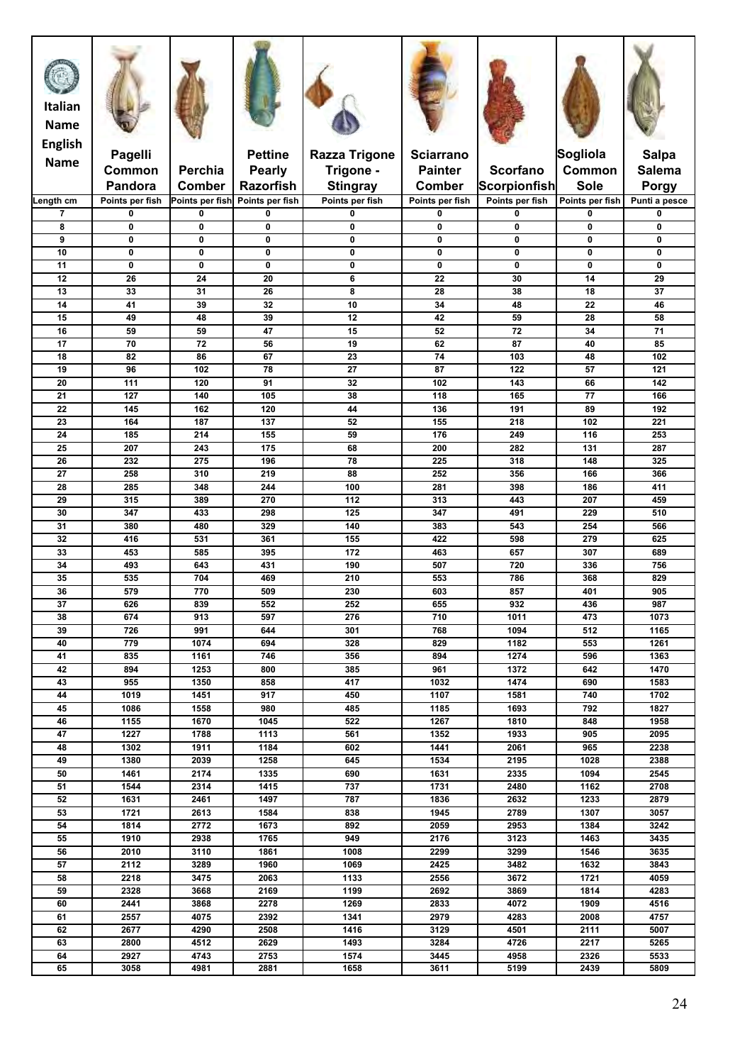| Italian Name / English Name | Pagelli Common Pandora | Perchia Comber | Pettine Pearly Razorfish | Razza Trigone Trigone - Stingray | Sciarrano Painter Comber | Scorfano Scorpionfish | Sogliola Common Sole | Salpa Salema Porgy |
|---|---|---|---|---|---|---|---|---|
| Length cm | Points per fish | Points per fish | Points per fish | Points per fish | Points per fish | Points per fish | Points per fish | Punti a pesce |
| 7 | 0 | 0 | 0 | 0 | 0 | 0 | 0 | 0 |
| 8 | 0 | 0 | 0 | 0 | 0 | 0 | 0 | 0 |
| 9 | 0 | 0 | 0 | 0 | 0 | 0 | 0 | 0 |
| 10 | 0 | 0 | 0 | 0 | 0 | 0 | 0 | 0 |
| 11 | 0 | 0 | 0 | 0 | 0 | 0 | 0 | 0 |
| 12 | 26 | 24 | 20 | 6 | 22 | 30 | 14 | 29 |
| 13 | 33 | 31 | 26 | 8 | 28 | 38 | 18 | 37 |
| 14 | 41 | 39 | 32 | 10 | 34 | 48 | 22 | 46 |
| 15 | 49 | 48 | 39 | 12 | 42 | 59 | 28 | 58 |
| 16 | 59 | 59 | 47 | 15 | 52 | 72 | 34 | 71 |
| 17 | 70 | 72 | 56 | 19 | 62 | 87 | 40 | 85 |
| 18 | 82 | 86 | 67 | 23 | 74 | 103 | 48 | 102 |
| 19 | 96 | 102 | 78 | 27 | 87 | 122 | 57 | 121 |
| 20 | 111 | 120 | 91 | 32 | 102 | 143 | 66 | 142 |
| 21 | 127 | 140 | 105 | 38 | 118 | 165 | 77 | 166 |
| 22 | 145 | 162 | 120 | 44 | 136 | 191 | 89 | 192 |
| 23 | 164 | 187 | 137 | 52 | 155 | 218 | 102 | 221 |
| 24 | 185 | 214 | 155 | 59 | 176 | 249 | 116 | 253 |
| 25 | 207 | 243 | 175 | 68 | 200 | 282 | 131 | 287 |
| 26 | 232 | 275 | 196 | 78 | 225 | 318 | 148 | 325 |
| 27 | 258 | 310 | 219 | 88 | 252 | 356 | 166 | 366 |
| 28 | 285 | 348 | 244 | 100 | 281 | 398 | 186 | 411 |
| 29 | 315 | 389 | 270 | 112 | 313 | 443 | 207 | 459 |
| 30 | 347 | 433 | 298 | 125 | 347 | 491 | 229 | 510 |
| 31 | 380 | 480 | 329 | 140 | 383 | 543 | 254 | 566 |
| 32 | 416 | 531 | 361 | 155 | 422 | 598 | 279 | 625 |
| 33 | 453 | 585 | 395 | 172 | 463 | 657 | 307 | 689 |
| 34 | 493 | 643 | 431 | 190 | 507 | 720 | 336 | 756 |
| 35 | 535 | 704 | 469 | 210 | 553 | 786 | 368 | 829 |
| 36 | 579 | 770 | 509 | 230 | 603 | 857 | 401 | 905 |
| 37 | 626 | 839 | 552 | 252 | 655 | 932 | 436 | 987 |
| 38 | 674 | 913 | 597 | 276 | 710 | 1011 | 473 | 1073 |
| 39 | 726 | 991 | 644 | 301 | 768 | 1094 | 512 | 1165 |
| 40 | 779 | 1074 | 694 | 328 | 829 | 1182 | 553 | 1261 |
| 41 | 835 | 1161 | 746 | 356 | 894 | 1274 | 596 | 1363 |
| 42 | 894 | 1253 | 800 | 385 | 961 | 1372 | 642 | 1470 |
| 43 | 955 | 1350 | 858 | 417 | 1032 | 1474 | 690 | 1583 |
| 44 | 1019 | 1451 | 917 | 450 | 1107 | 1581 | 740 | 1702 |
| 45 | 1086 | 1558 | 980 | 485 | 1185 | 1693 | 792 | 1827 |
| 46 | 1155 | 1670 | 1045 | 522 | 1267 | 1810 | 848 | 1958 |
| 47 | 1227 | 1788 | 1113 | 561 | 1352 | 1933 | 905 | 2095 |
| 48 | 1302 | 1911 | 1184 | 602 | 1441 | 2061 | 965 | 2238 |
| 49 | 1380 | 2039 | 1258 | 645 | 1534 | 2195 | 1028 | 2388 |
| 50 | 1461 | 2174 | 1335 | 690 | 1631 | 2335 | 1094 | 2545 |
| 51 | 1544 | 2314 | 1415 | 737 | 1731 | 2480 | 1162 | 2708 |
| 52 | 1631 | 2461 | 1497 | 787 | 1836 | 2632 | 1233 | 2879 |
| 53 | 1721 | 2613 | 1584 | 838 | 1945 | 2789 | 1307 | 3057 |
| 54 | 1814 | 2772 | 1673 | 892 | 2059 | 2953 | 1384 | 3242 |
| 55 | 1910 | 2938 | 1765 | 949 | 2176 | 3123 | 1463 | 3435 |
| 56 | 2010 | 3110 | 1861 | 1008 | 2299 | 3299 | 1546 | 3635 |
| 57 | 2112 | 3289 | 1960 | 1069 | 2425 | 3482 | 1632 | 3843 |
| 58 | 2218 | 3475 | 2063 | 1133 | 2556 | 3672 | 1721 | 4059 |
| 59 | 2328 | 3668 | 2169 | 1199 | 2692 | 3869 | 1814 | 4283 |
| 60 | 2441 | 3868 | 2278 | 1269 | 2833 | 4072 | 1909 | 4516 |
| 61 | 2557 | 4075 | 2392 | 1341 | 2979 | 4283 | 2008 | 4757 |
| 62 | 2677 | 4290 | 2508 | 1416 | 3129 | 4501 | 2111 | 5007 |
| 63 | 2800 | 4512 | 2629 | 1493 | 3284 | 4726 | 2217 | 5265 |
| 64 | 2927 | 4743 | 2753 | 1574 | 3445 | 4958 | 2326 | 5533 |
| 65 | 3058 | 4981 | 2881 | 1658 | 3611 | 5199 | 2439 | 5809 |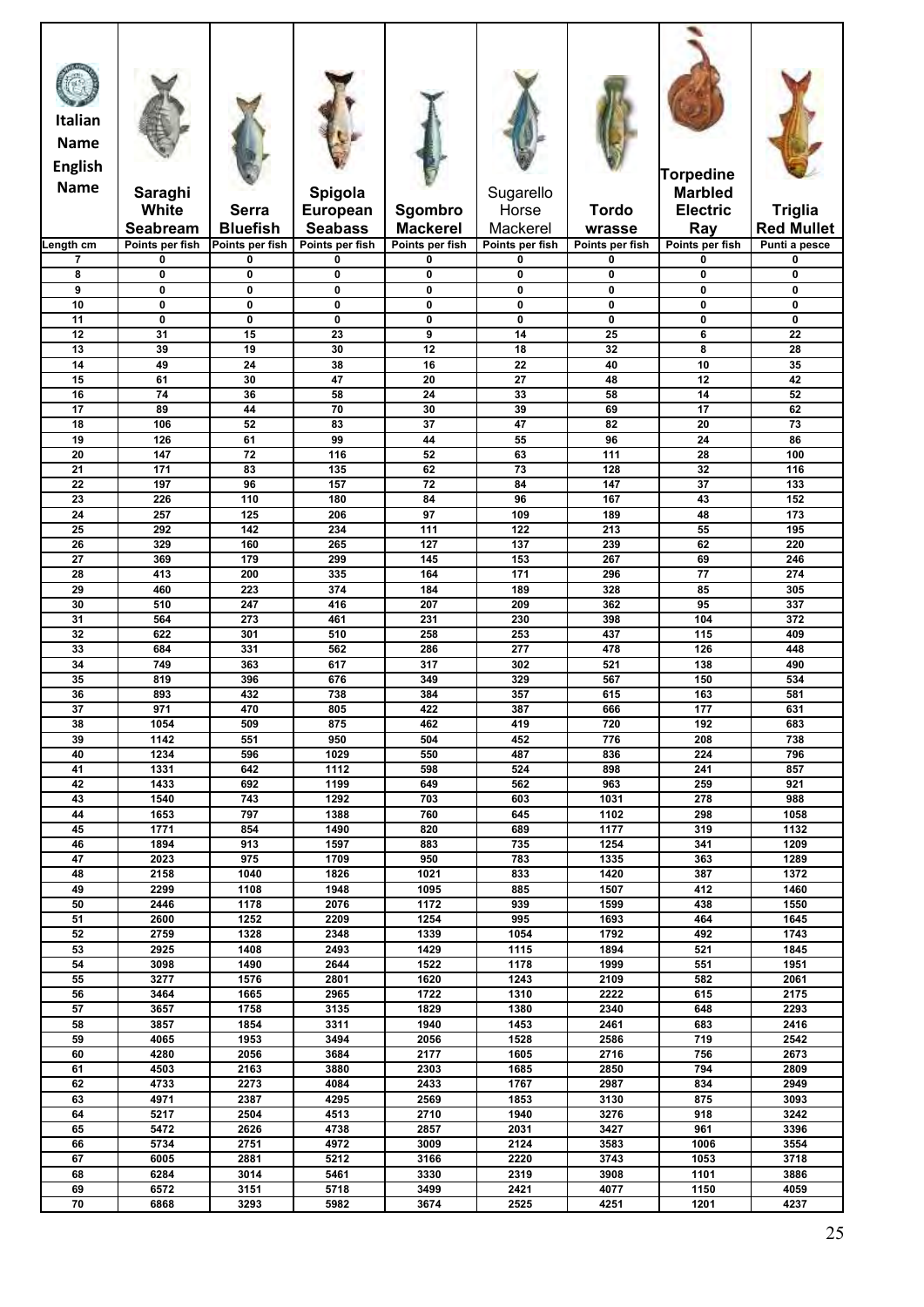| Italian Name / English Name | Saraghi White Seabream | Serra Bluefish | Spigola European Seabass | Sgombro Mackerel | Sugarello Horse Mackerel | Tordo wrasse | Torpedine Marbled Electric Ray | Triglia Red Mullet |
|---|---|---|---|---|---|---|---|---|
| Length cm | Points per fish | Points per fish | Points per fish | Points per fish | Points per fish | Points per fish | Points per fish | Punti a pesce |
| 7 | 0 | 0 | 0 | 0 | 0 | 0 | 0 | 0 |
| 8 | 0 | 0 | 0 | 0 | 0 | 0 | 0 | 0 |
| 9 | 0 | 0 | 0 | 0 | 0 | 0 | 0 | 0 |
| 10 | 0 | 0 | 0 | 0 | 0 | 0 | 0 | 0 |
| 11 | 0 | 0 | 0 | 0 | 0 | 0 | 0 | 0 |
| 12 | 31 | 15 | 23 | 9 | 14 | 25 | 6 | 22 |
| 13 | 39 | 19 | 30 | 12 | 18 | 32 | 8 | 28 |
| 14 | 49 | 24 | 38 | 16 | 22 | 40 | 10 | 35 |
| 15 | 61 | 30 | 47 | 20 | 27 | 48 | 12 | 42 |
| 16 | 74 | 36 | 58 | 24 | 33 | 58 | 14 | 52 |
| 17 | 89 | 44 | 70 | 30 | 39 | 69 | 17 | 62 |
| 18 | 106 | 52 | 83 | 37 | 47 | 82 | 20 | 73 |
| 19 | 126 | 61 | 99 | 44 | 55 | 96 | 24 | 86 |
| 20 | 147 | 72 | 116 | 52 | 63 | 111 | 28 | 100 |
| 21 | 171 | 83 | 135 | 62 | 73 | 128 | 32 | 116 |
| 22 | 197 | 96 | 157 | 72 | 84 | 147 | 37 | 133 |
| 23 | 226 | 110 | 180 | 84 | 96 | 167 | 43 | 152 |
| 24 | 257 | 125 | 206 | 97 | 109 | 189 | 48 | 173 |
| 25 | 292 | 142 | 234 | 111 | 122 | 213 | 55 | 195 |
| 26 | 329 | 160 | 265 | 127 | 137 | 239 | 62 | 220 |
| 27 | 369 | 179 | 299 | 145 | 153 | 267 | 69 | 246 |
| 28 | 413 | 200 | 335 | 164 | 171 | 296 | 77 | 274 |
| 29 | 460 | 223 | 374 | 184 | 189 | 328 | 85 | 305 |
| 30 | 510 | 247 | 416 | 207 | 209 | 362 | 95 | 337 |
| 31 | 564 | 273 | 461 | 231 | 230 | 398 | 104 | 372 |
| 32 | 622 | 301 | 510 | 258 | 253 | 437 | 115 | 409 |
| 33 | 684 | 331 | 562 | 286 | 277 | 478 | 126 | 448 |
| 34 | 749 | 363 | 617 | 317 | 302 | 521 | 138 | 490 |
| 35 | 819 | 396 | 676 | 349 | 329 | 567 | 150 | 534 |
| 36 | 893 | 432 | 738 | 384 | 357 | 615 | 163 | 581 |
| 37 | 971 | 470 | 805 | 422 | 387 | 666 | 177 | 631 |
| 38 | 1054 | 509 | 875 | 462 | 419 | 720 | 192 | 683 |
| 39 | 1142 | 551 | 950 | 504 | 452 | 776 | 208 | 738 |
| 40 | 1234 | 596 | 1029 | 550 | 487 | 836 | 224 | 796 |
| 41 | 1331 | 642 | 1112 | 598 | 524 | 898 | 241 | 857 |
| 42 | 1433 | 692 | 1199 | 649 | 562 | 963 | 259 | 921 |
| 43 | 1540 | 743 | 1292 | 703 | 603 | 1031 | 278 | 988 |
| 44 | 1653 | 797 | 1388 | 760 | 645 | 1102 | 298 | 1058 |
| 45 | 1771 | 854 | 1490 | 820 | 689 | 1177 | 319 | 1132 |
| 46 | 1894 | 913 | 1597 | 883 | 735 | 1254 | 341 | 1209 |
| 47 | 2023 | 975 | 1709 | 950 | 783 | 1335 | 363 | 1289 |
| 48 | 2158 | 1040 | 1826 | 1021 | 833 | 1420 | 387 | 1372 |
| 49 | 2299 | 1108 | 1948 | 1095 | 885 | 1507 | 412 | 1460 |
| 50 | 2446 | 1178 | 2076 | 1172 | 939 | 1599 | 438 | 1550 |
| 51 | 2600 | 1252 | 2209 | 1254 | 995 | 1693 | 464 | 1645 |
| 52 | 2759 | 1328 | 2348 | 1339 | 1054 | 1792 | 492 | 1743 |
| 53 | 2925 | 1408 | 2493 | 1429 | 1115 | 1894 | 521 | 1845 |
| 54 | 3098 | 1490 | 2644 | 1522 | 1178 | 1999 | 551 | 1951 |
| 55 | 3277 | 1576 | 2801 | 1620 | 1243 | 2109 | 582 | 2061 |
| 56 | 3464 | 1665 | 2965 | 1722 | 1310 | 2222 | 615 | 2175 |
| 57 | 3657 | 1758 | 3135 | 1829 | 1380 | 2340 | 648 | 2293 |
| 58 | 3857 | 1854 | 3311 | 1940 | 1453 | 2461 | 683 | 2416 |
| 59 | 4065 | 1953 | 3494 | 2056 | 1528 | 2586 | 719 | 2542 |
| 60 | 4280 | 2056 | 3684 | 2177 | 1605 | 2716 | 756 | 2673 |
| 61 | 4503 | 2163 | 3880 | 2303 | 1685 | 2850 | 794 | 2809 |
| 62 | 4733 | 2273 | 4084 | 2433 | 1767 | 2987 | 834 | 2949 |
| 63 | 4971 | 2387 | 4295 | 2569 | 1853 | 3130 | 875 | 3093 |
| 64 | 5217 | 2504 | 4513 | 2710 | 1940 | 3276 | 918 | 3242 |
| 65 | 5472 | 2626 | 4738 | 2857 | 2031 | 3427 | 961 | 3396 |
| 66 | 5734 | 2751 | 4972 | 3009 | 2124 | 3583 | 1006 | 3554 |
| 67 | 6005 | 2881 | 5212 | 3166 | 2220 | 3743 | 1053 | 3718 |
| 68 | 6284 | 3014 | 5461 | 3330 | 2319 | 3908 | 1101 | 3886 |
| 69 | 6572 | 3151 | 5718 | 3499 | 2421 | 4077 | 1150 | 4059 |
| 70 | 6868 | 3293 | 5982 | 3674 | 2525 | 4251 | 1201 | 4237 |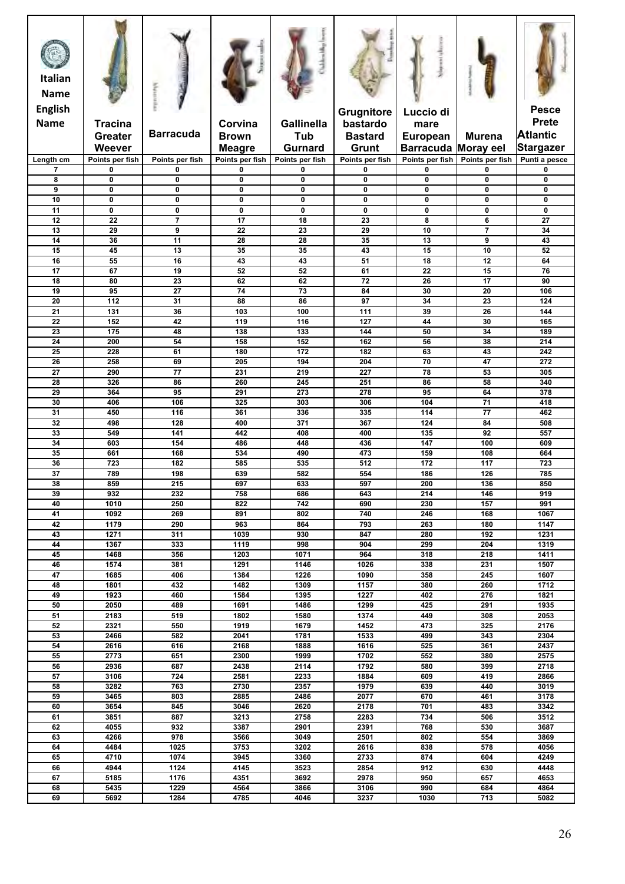| Italian Name / English Name | Tracina Greater Weever | Barracuda | Corvina Brown Meagre | Gallinella Tub Gurnard | Grugnitore bastardo Bastard Grunt | Luccio di mare European Barracuda | Murena Moray eel | Pesce Prete Atlantic Stargazer |
|---|---|---|---|---|---|---|---|---|
| Length cm | Points per fish | Points per fish | Points per fish | Points per fish | Points per fish | Points per fish | Points per fish | Punti a pesce |
| 7 | 0 | 0 | 0 | 0 | 0 | 0 | 0 | 0 |
| 8 | 0 | 0 | 0 | 0 | 0 | 0 | 0 | 0 |
| 9 | 0 | 0 | 0 | 0 | 0 | 0 | 0 | 0 |
| 10 | 0 | 0 | 0 | 0 | 0 | 0 | 0 | 0 |
| 11 | 0 | 0 | 0 | 0 | 0 | 0 | 0 | 0 |
| 12 | 22 | 7 | 17 | 18 | 23 | 8 | 6 | 27 |
| 13 | 29 | 9 | 22 | 23 | 29 | 10 | 7 | 34 |
| 14 | 36 | 11 | 28 | 28 | 35 | 13 | 9 | 43 |
| 15 | 45 | 13 | 35 | 35 | 43 | 15 | 10 | 52 |
| 16 | 55 | 16 | 43 | 43 | 51 | 18 | 12 | 64 |
| 17 | 67 | 19 | 52 | 52 | 61 | 22 | 15 | 76 |
| 18 | 80 | 23 | 62 | 62 | 72 | 26 | 17 | 90 |
| 19 | 95 | 27 | 74 | 73 | 84 | 30 | 20 | 106 |
| 20 | 112 | 31 | 88 | 86 | 97 | 34 | 23 | 124 |
| 21 | 131 | 36 | 103 | 100 | 111 | 39 | 26 | 144 |
| 22 | 152 | 42 | 119 | 116 | 127 | 44 | 30 | 165 |
| 23 | 175 | 48 | 138 | 133 | 144 | 50 | 34 | 189 |
| 24 | 200 | 54 | 158 | 152 | 162 | 56 | 38 | 214 |
| 25 | 228 | 61 | 180 | 172 | 182 | 63 | 43 | 242 |
| 26 | 258 | 69 | 205 | 194 | 204 | 70 | 47 | 272 |
| 27 | 290 | 77 | 231 | 219 | 227 | 78 | 53 | 305 |
| 28 | 326 | 86 | 260 | 245 | 251 | 86 | 58 | 340 |
| 29 | 364 | 95 | 291 | 273 | 278 | 95 | 64 | 378 |
| 30 | 406 | 106 | 325 | 303 | 306 | 104 | 71 | 418 |
| 31 | 450 | 116 | 361 | 336 | 335 | 114 | 77 | 462 |
| 32 | 498 | 128 | 400 | 371 | 367 | 124 | 84 | 508 |
| 33 | 549 | 141 | 442 | 408 | 400 | 135 | 92 | 557 |
| 34 | 603 | 154 | 486 | 448 | 436 | 147 | 100 | 609 |
| 35 | 661 | 168 | 534 | 490 | 473 | 159 | 108 | 664 |
| 36 | 723 | 182 | 585 | 535 | 512 | 172 | 117 | 723 |
| 37 | 789 | 198 | 639 | 582 | 554 | 186 | 126 | 785 |
| 38 | 859 | 215 | 697 | 633 | 597 | 200 | 136 | 850 |
| 39 | 932 | 232 | 758 | 686 | 643 | 214 | 146 | 919 |
| 40 | 1010 | 250 | 822 | 742 | 690 | 230 | 157 | 991 |
| 41 | 1092 | 269 | 891 | 802 | 740 | 246 | 168 | 1067 |
| 42 | 1179 | 290 | 963 | 864 | 793 | 263 | 180 | 1147 |
| 43 | 1271 | 311 | 1039 | 930 | 847 | 280 | 192 | 1231 |
| 44 | 1367 | 333 | 1119 | 998 | 904 | 299 | 204 | 1319 |
| 45 | 1468 | 356 | 1203 | 1071 | 964 | 318 | 218 | 1411 |
| 46 | 1574 | 381 | 1291 | 1146 | 1026 | 338 | 231 | 1507 |
| 47 | 1685 | 406 | 1384 | 1226 | 1090 | 358 | 245 | 1607 |
| 48 | 1801 | 432 | 1482 | 1309 | 1157 | 380 | 260 | 1712 |
| 49 | 1923 | 460 | 1584 | 1395 | 1227 | 402 | 276 | 1821 |
| 50 | 2050 | 489 | 1691 | 1486 | 1299 | 425 | 291 | 1935 |
| 51 | 2183 | 519 | 1802 | 1580 | 1374 | 449 | 308 | 2053 |
| 52 | 2321 | 550 | 1919 | 1679 | 1452 | 473 | 325 | 2176 |
| 53 | 2466 | 582 | 2041 | 1781 | 1533 | 499 | 343 | 2304 |
| 54 | 2616 | 616 | 2168 | 1888 | 1616 | 525 | 361 | 2437 |
| 55 | 2773 | 651 | 2300 | 1999 | 1702 | 552 | 380 | 2575 |
| 56 | 2936 | 687 | 2438 | 2114 | 1792 | 580 | 399 | 2718 |
| 57 | 3106 | 724 | 2581 | 2233 | 1884 | 609 | 419 | 2866 |
| 58 | 3282 | 763 | 2730 | 2357 | 1979 | 639 | 440 | 3019 |
| 59 | 3465 | 803 | 2885 | 2486 | 2077 | 670 | 461 | 3178 |
| 60 | 3654 | 845 | 3046 | 2620 | 2178 | 701 | 483 | 3342 |
| 61 | 3851 | 887 | 3213 | 2758 | 2283 | 734 | 506 | 3512 |
| 62 | 4055 | 932 | 3387 | 2901 | 2391 | 768 | 530 | 3687 |
| 63 | 4266 | 978 | 3566 | 3049 | 2501 | 802 | 554 | 3869 |
| 64 | 4484 | 1025 | 3753 | 3202 | 2616 | 838 | 578 | 4056 |
| 65 | 4710 | 1074 | 3945 | 3360 | 2733 | 874 | 604 | 4249 |
| 66 | 4944 | 1124 | 4145 | 3523 | 2854 | 912 | 630 | 4448 |
| 67 | 5185 | 1176 | 4351 | 3692 | 2978 | 950 | 657 | 4653 |
| 68 | 5435 | 1229 | 4564 | 3866 | 3106 | 990 | 684 | 4864 |
| 69 | 5692 | 1284 | 4785 | 4046 | 3237 | 1030 | 713 | 5082 |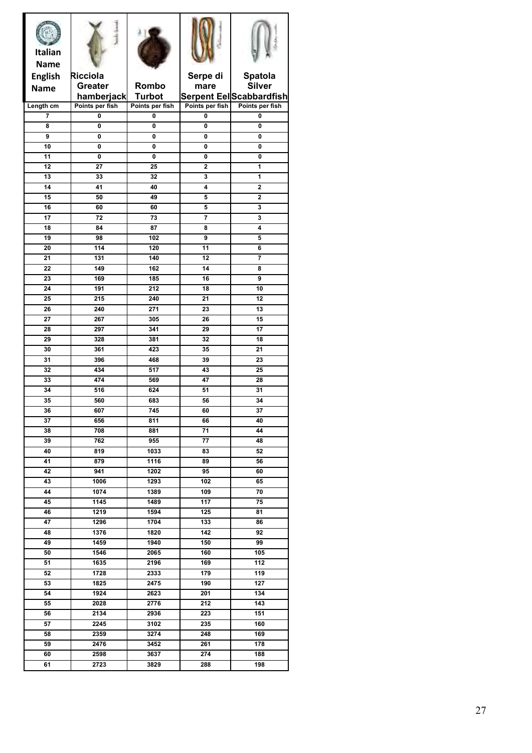| Italian Name / English Name | Ricciola Greater hamberjack | Rombo Turbot | Serpe di mare Serpent Eel | Spatola Silver Scabbardfish |
|---|---|---|---|---|
| Length cm | Points per fish | Points per fish | Points per fish | Points per fish |
| 7 | 0 | 0 | 0 | 0 |
| 8 | 0 | 0 | 0 | 0 |
| 9 | 0 | 0 | 0 | 0 |
| 10 | 0 | 0 | 0 | 0 |
| 11 | 0 | 0 | 0 | 0 |
| 12 | 27 | 25 | 2 | 1 |
| 13 | 33 | 32 | 3 | 1 |
| 14 | 41 | 40 | 4 | 2 |
| 15 | 50 | 49 | 5 | 2 |
| 16 | 60 | 60 | 5 | 3 |
| 17 | 72 | 73 | 7 | 3 |
| 18 | 84 | 87 | 8 | 4 |
| 19 | 98 | 102 | 9 | 5 |
| 20 | 114 | 120 | 11 | 6 |
| 21 | 131 | 140 | 12 | 7 |
| 22 | 149 | 162 | 14 | 8 |
| 23 | 169 | 185 | 16 | 9 |
| 24 | 191 | 212 | 18 | 10 |
| 25 | 215 | 240 | 21 | 12 |
| 26 | 240 | 271 | 23 | 13 |
| 27 | 267 | 305 | 26 | 15 |
| 28 | 297 | 341 | 29 | 17 |
| 29 | 328 | 381 | 32 | 18 |
| 30 | 361 | 423 | 35 | 21 |
| 31 | 396 | 468 | 39 | 23 |
| 32 | 434 | 517 | 43 | 25 |
| 33 | 474 | 569 | 47 | 28 |
| 34 | 516 | 624 | 51 | 31 |
| 35 | 560 | 683 | 56 | 34 |
| 36 | 607 | 745 | 60 | 37 |
| 37 | 656 | 811 | 66 | 40 |
| 38 | 708 | 881 | 71 | 44 |
| 39 | 762 | 955 | 77 | 48 |
| 40 | 819 | 1033 | 83 | 52 |
| 41 | 879 | 1116 | 89 | 56 |
| 42 | 941 | 1202 | 95 | 60 |
| 43 | 1006 | 1293 | 102 | 65 |
| 44 | 1074 | 1389 | 109 | 70 |
| 45 | 1145 | 1489 | 117 | 75 |
| 46 | 1219 | 1594 | 125 | 81 |
| 47 | 1296 | 1704 | 133 | 86 |
| 48 | 1376 | 1820 | 142 | 92 |
| 49 | 1459 | 1940 | 150 | 99 |
| 50 | 1546 | 2065 | 160 | 105 |
| 51 | 1635 | 2196 | 169 | 112 |
| 52 | 1728 | 2333 | 179 | 119 |
| 53 | 1825 | 2475 | 190 | 127 |
| 54 | 1924 | 2623 | 201 | 134 |
| 55 | 2028 | 2776 | 212 | 143 |
| 56 | 2134 | 2936 | 223 | 151 |
| 57 | 2245 | 3102 | 235 | 160 |
| 58 | 2359 | 3274 | 248 | 169 |
| 59 | 2476 | 3452 | 261 | 178 |
| 60 | 2598 | 3637 | 274 | 188 |
| 61 | 2723 | 3829 | 288 | 198 |